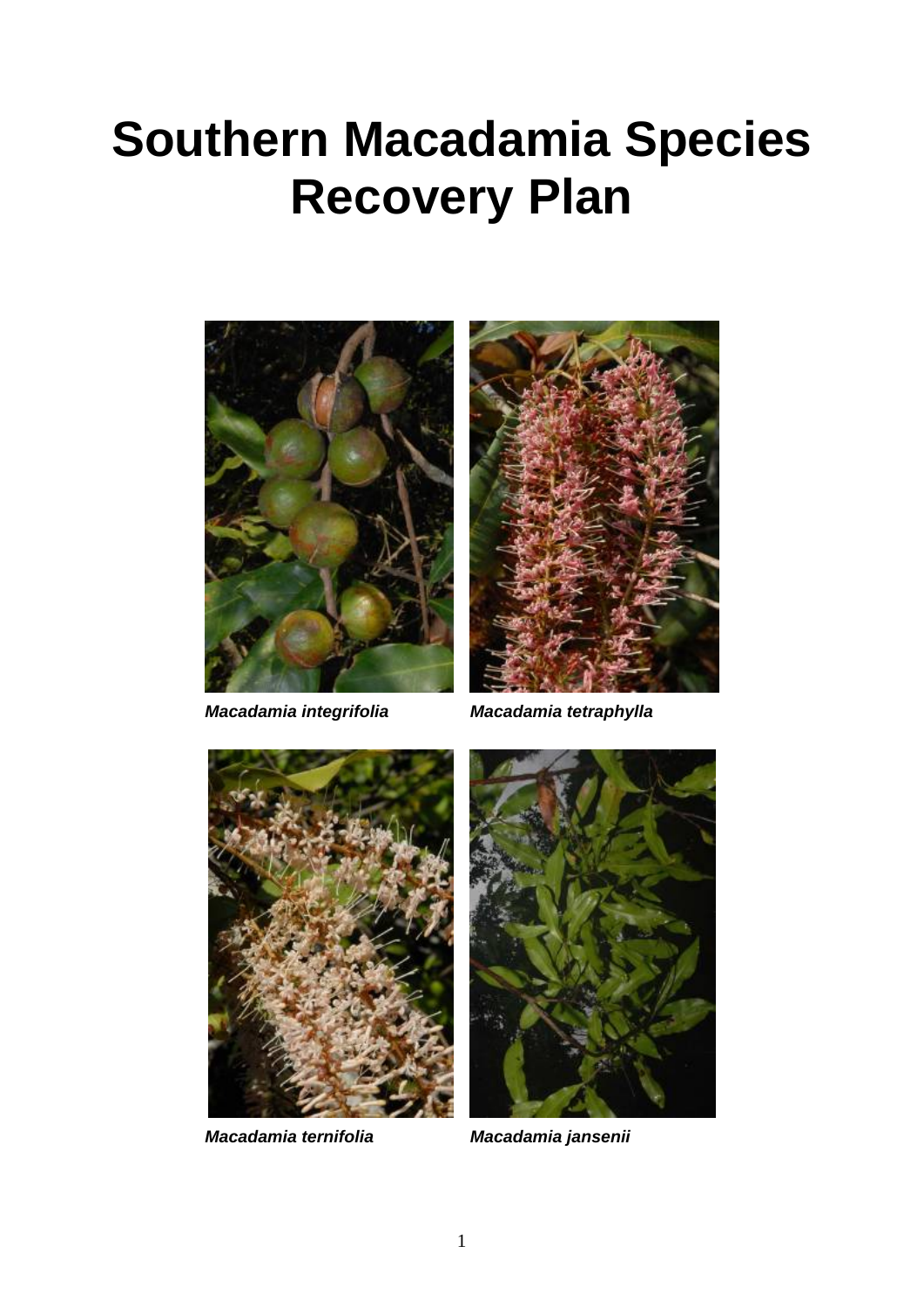# Southern Macadamia Species Recovery Plan

***Macadamia integrifolia***

***Macadamia tetraphylla***

***Macadamia ternifolia***

***Macadamia jansenii***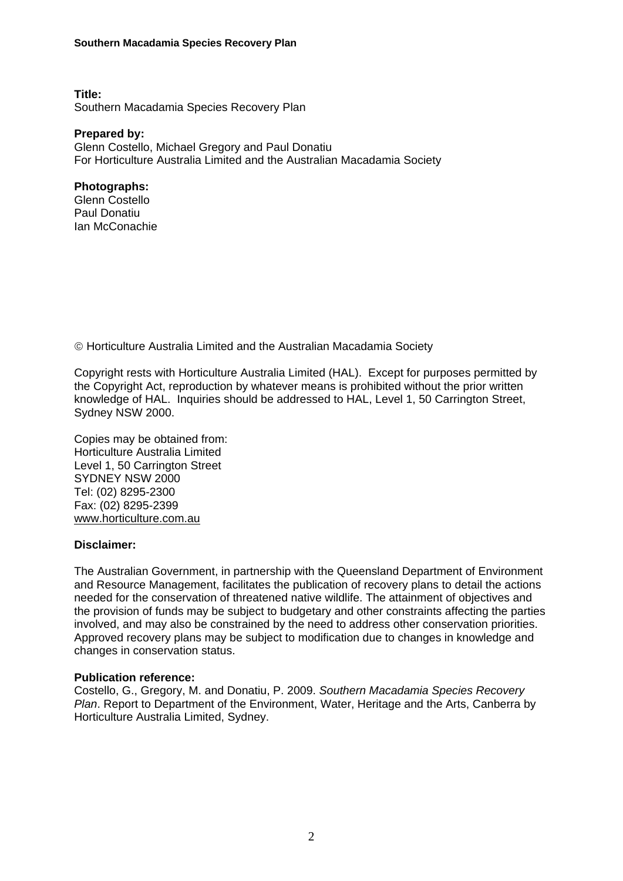**Title:**
Southern Macadamia Species Recovery Plan

**Prepared by:**
Glenn Costello, Michael Gregory and Paul Donatiu
For Horticulture Australia Limited and the Australian Macadamia Society

**Photographs:**
Glenn Costello
Paul Donatiu
Ian McConachie

© Horticulture Australia Limited and the Australian Macadamia Society

Copyright rests with Horticulture Australia Limited (HAL). Except for purposes permitted by the Copyright Act, reproduction by whatever means is prohibited without the prior written knowledge of HAL. Inquiries should be addressed to HAL, Level 1, 50 Carrington Street, Sydney NSW 2000.

Copies may be obtained from:
Horticulture Australia Limited
Level 1, 50 Carrington Street
SYDNEY NSW 2000
Tel: (02) 8295-2300
Fax: (02) 8295-2399
www.horticulture.com.au

**Disclaimer:**

The Australian Government, in partnership with the Queensland Department of Environment and Resource Management, facilitates the publication of recovery plans to detail the actions needed for the conservation of threatened native wildlife. The attainment of objectives and the provision of funds may be subject to budgetary and other constraints affecting the parties involved, and may also be constrained by the need to address other conservation priorities. Approved recovery plans may be subject to modification due to changes in knowledge and changes in conservation status.

**Publication reference:**
Costello, G., Gregory, M. and Donatiu, P. 2009. *Southern Macadamia Species Recovery Plan*. Report to Department of the Environment, Water, Heritage and the Arts, Canberra by Horticulture Australia Limited, Sydney.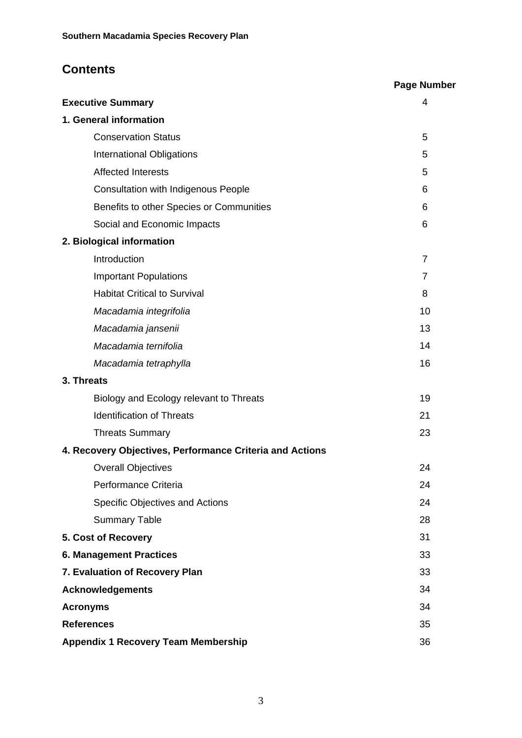# Contents

| | Page Number |
|---|---|
| **Executive Summary** | 4 |
| **1. General information** | |
| Conservation Status | 5 |
| International Obligations | 5 |
| Affected Interests | 5 |
| Consultation with Indigenous People | 6 |
| Benefits to other Species or Communities | 6 |
| Social and Economic Impacts | 6 |
| **2. Biological information** | |
| Introduction | 7 |
| Important Populations | 7 |
| Habitat Critical to Survival | 8 |
| *Macadamia integrifolia* | 10 |
| *Macadamia jansenii* | 13 |
| *Macadamia ternifolia* | 14 |
| *Macadamia tetraphylla* | 16 |
| **3. Threats** | |
| Biology and Ecology relevant to Threats | 19 |
| Identification of Threats | 21 |
| Threats Summary | 23 |
| **4. Recovery Objectives, Performance Criteria and Actions** | |
| Overall Objectives | 24 |
| Performance Criteria | 24 |
| Specific Objectives and Actions | 24 |
| Summary Table | 28 |
| **5. Cost of Recovery** | 31 |
| **6. Management Practices** | 33 |
| **7. Evaluation of Recovery Plan** | 33 |
| **Acknowledgements** | 34 |
| **Acronyms** | 34 |
| **References** | 35 |
| **Appendix 1 Recovery Team Membership** | 36 |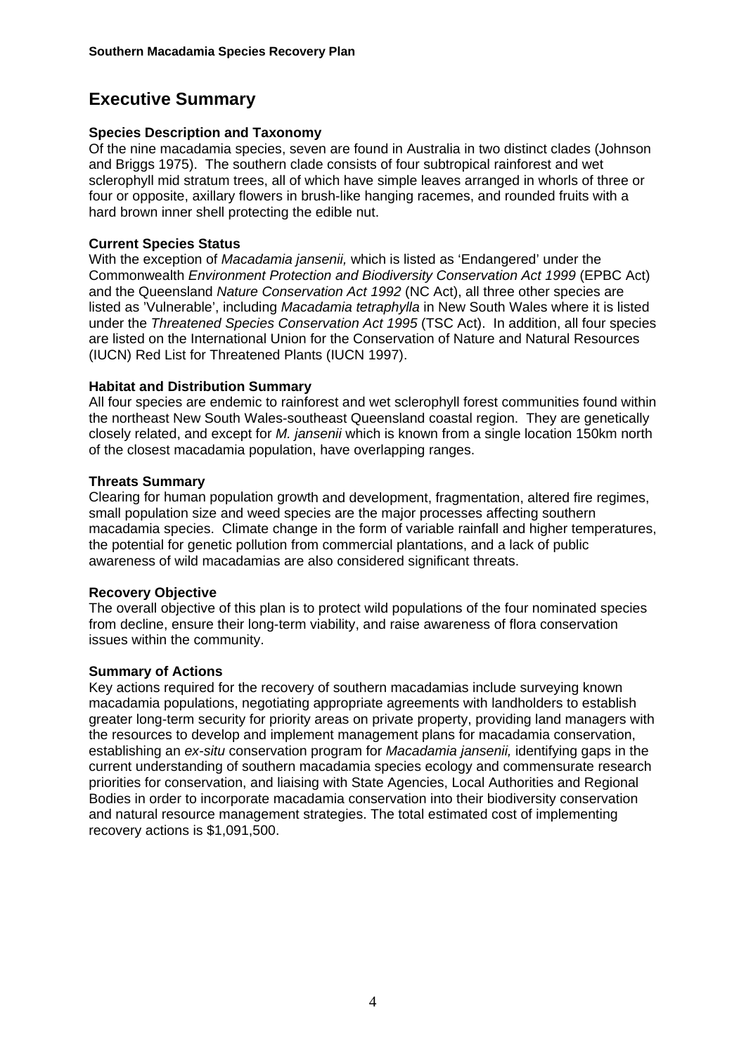## Executive Summary

### Species Description and Taxonomy

Of the nine macadamia species, seven are found in Australia in two distinct clades (Johnson and Briggs 1975). The southern clade consists of four subtropical rainforest and wet sclerophyll mid stratum trees, all of which have simple leaves arranged in whorls of three or four or opposite, axillary flowers in brush-like hanging racemes, and rounded fruits with a hard brown inner shell protecting the edible nut.

### Current Species Status

With the exception of *Macadamia jansenii,* which is listed as 'Endangered' under the Commonwealth *Environment Protection and Biodiversity Conservation Act 1999* (EPBC Act) and the Queensland *Nature Conservation Act 1992* (NC Act), all three other species are listed as 'Vulnerable', including *Macadamia tetraphylla* in New South Wales where it is listed under the *Threatened Species Conservation Act 1995* (TSC Act). In addition, all four species are listed on the International Union for the Conservation of Nature and Natural Resources (IUCN) Red List for Threatened Plants (IUCN 1997).

### Habitat and Distribution Summary

All four species are endemic to rainforest and wet sclerophyll forest communities found within the northeast New South Wales-southeast Queensland coastal region. They are genetically closely related, and except for *M. jansenii* which is known from a single location 150km north of the closest macadamia population, have overlapping ranges.

### Threats Summary

Clearing for human population growth and development, fragmentation, altered fire regimes, small population size and weed species are the major processes affecting southern macadamia species. Climate change in the form of variable rainfall and higher temperatures, the potential for genetic pollution from commercial plantations, and a lack of public awareness of wild macadamias are also considered significant threats.

### Recovery Objective

The overall objective of this plan is to protect wild populations of the four nominated species from decline, ensure their long-term viability, and raise awareness of flora conservation issues within the community.

### Summary of Actions

Key actions required for the recovery of southern macadamias include surveying known macadamia populations, negotiating appropriate agreements with landholders to establish greater long-term security for priority areas on private property, providing land managers with the resources to develop and implement management plans for macadamia conservation, establishing an *ex-situ* conservation program for *Macadamia jansenii,* identifying gaps in the current understanding of southern macadamia species ecology and commensurate research priorities for conservation, and liaising with State Agencies, Local Authorities and Regional Bodies in order to incorporate macadamia conservation into their biodiversity conservation and natural resource management strategies. The total estimated cost of implementing recovery actions is $1,091,500.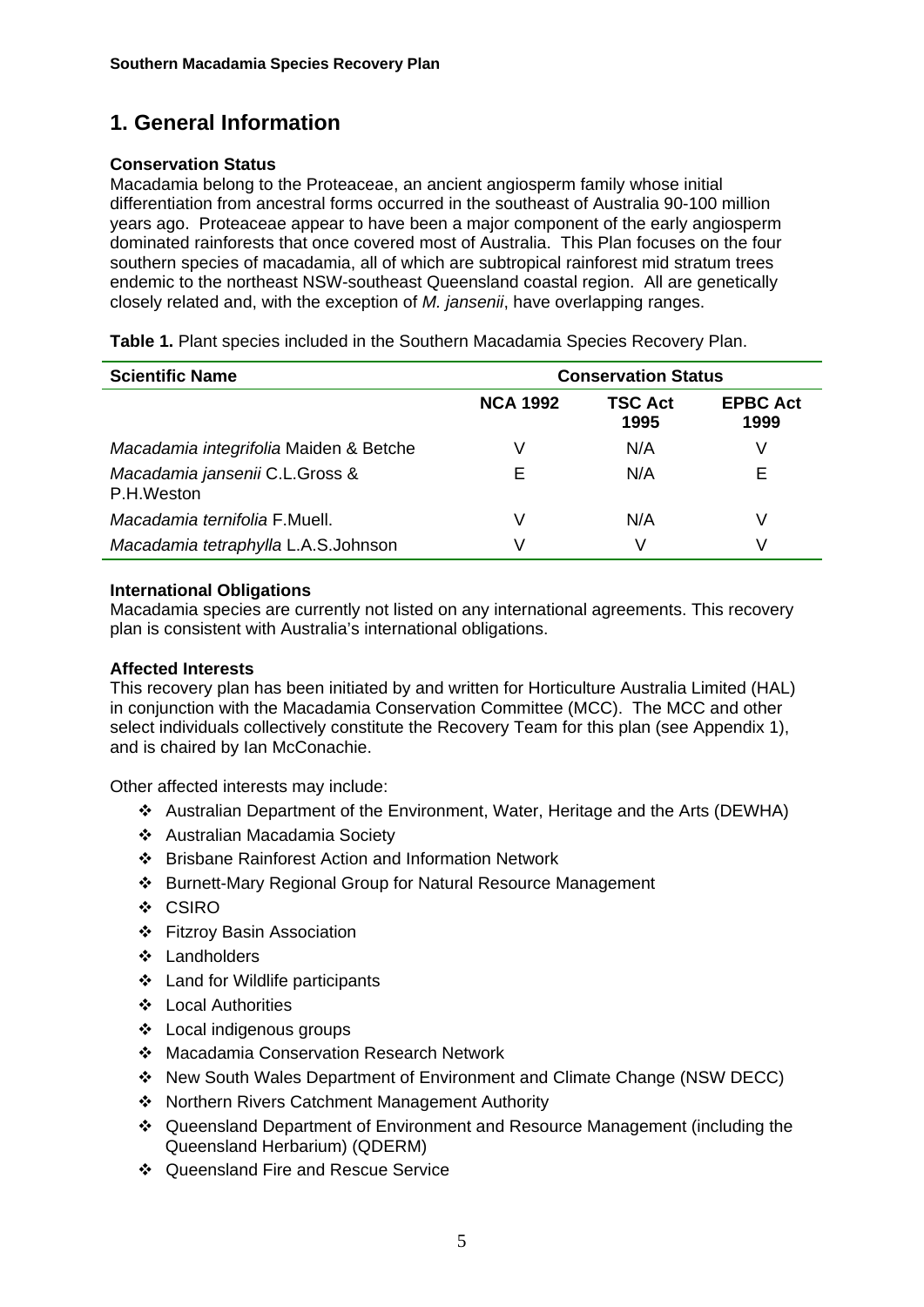# 1. General Information

### Conservation Status

Macadamia belong to the Proteaceae, an ancient angiosperm family whose initial differentiation from ancestral forms occurred in the southeast of Australia 90-100 million years ago. Proteaceae appear to have been a major component of the early angiosperm dominated rainforests that once covered most of Australia. This Plan focuses on the four southern species of macadamia, all of which are subtropical rainforest mid stratum trees endemic to the northeast NSW-southeast Queensland coastal region. All are genetically closely related and, with the exception of *M. jansenii*, have overlapping ranges.

**Table 1.** Plant species included in the Southern Macadamia Species Recovery Plan.

| Scientific Name | Conservation Status | | |
|---|---|---|---|
| | NCA 1992 | TSC Act 1995 | EPBC Act 1999 |
| *Macadamia integrifolia* Maiden & Betche | V | N/A | V |
| *Macadamia jansenii* C.L.Gross & P.H.Weston | E | N/A | E |
| *Macadamia ternifolia* F.Muell. | V | N/A | V |
| *Macadamia tetraphylla* L.A.S.Johnson | V | V | V |

### International Obligations

Macadamia species are currently not listed on any international agreements. This recovery plan is consistent with Australia's international obligations.

### Affected Interests

This recovery plan has been initiated by and written for Horticulture Australia Limited (HAL) in conjunction with the Macadamia Conservation Committee (MCC). The MCC and other select individuals collectively constitute the Recovery Team for this plan (see Appendix 1), and is chaired by Ian McConachie.

Other affected interests may include:

- Australian Department of the Environment, Water, Heritage and the Arts (DEWHA)
- Australian Macadamia Society
- Brisbane Rainforest Action and Information Network
- Burnett-Mary Regional Group for Natural Resource Management
- CSIRO
- Fitzroy Basin Association
- Landholders
- Land for Wildlife participants
- Local Authorities
- Local indigenous groups
- Macadamia Conservation Research Network
- New South Wales Department of Environment and Climate Change (NSW DECC)
- Northern Rivers Catchment Management Authority
- Queensland Department of Environment and Resource Management (including the Queensland Herbarium) (QDERM)
- Queensland Fire and Rescue Service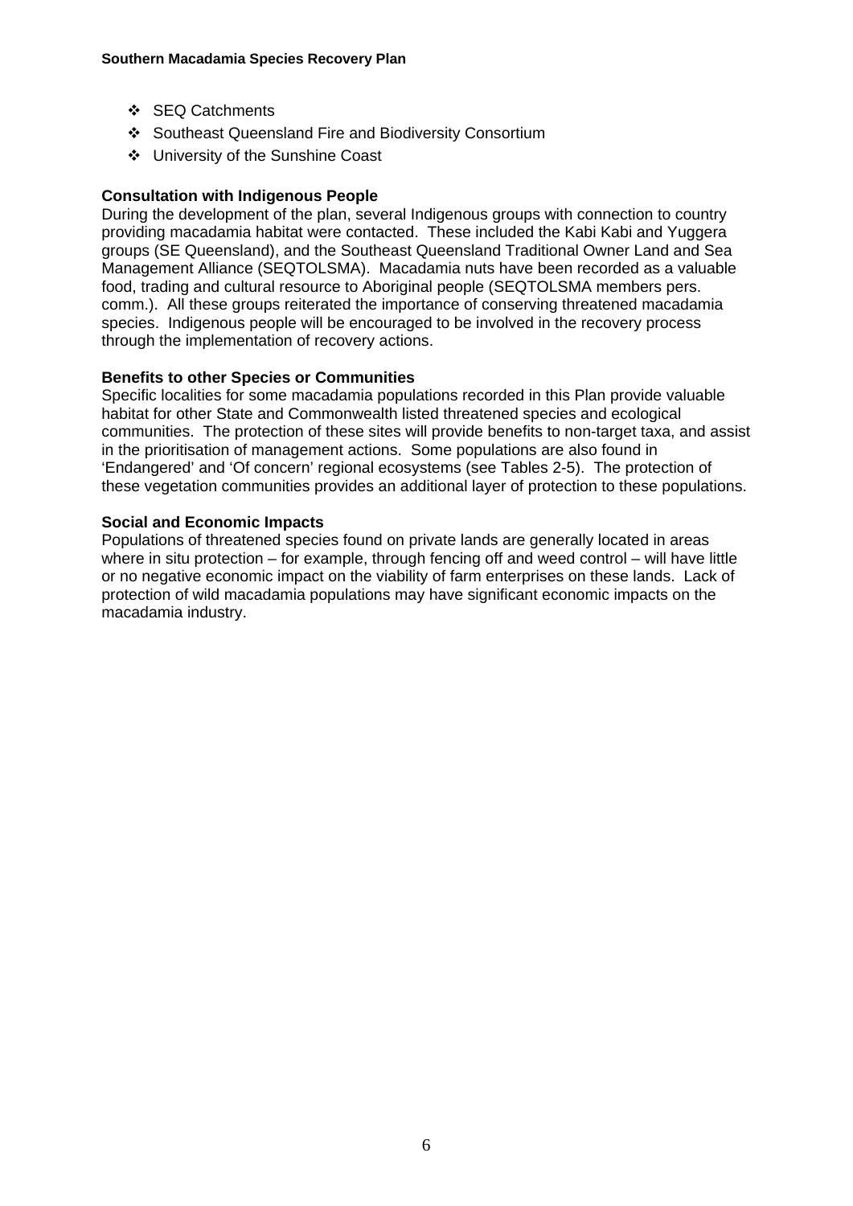- SEQ Catchments
- Southeast Queensland Fire and Biodiversity Consortium
- University of the Sunshine Coast

**Consultation with Indigenous People**

During the development of the plan, several Indigenous groups with connection to country providing macadamia habitat were contacted. These included the Kabi Kabi and Yuggera groups (SE Queensland), and the Southeast Queensland Traditional Owner Land and Sea Management Alliance (SEQTOLSMA). Macadamia nuts have been recorded as a valuable food, trading and cultural resource to Aboriginal people (SEQTOLSMA members pers. comm.). All these groups reiterated the importance of conserving threatened macadamia species. Indigenous people will be encouraged to be involved in the recovery process through the implementation of recovery actions.

**Benefits to other Species or Communities**

Specific localities for some macadamia populations recorded in this Plan provide valuable habitat for other State and Commonwealth listed threatened species and ecological communities. The protection of these sites will provide benefits to non-target taxa, and assist in the prioritisation of management actions. Some populations are also found in 'Endangered' and 'Of concern' regional ecosystems (see Tables 2-5). The protection of these vegetation communities provides an additional layer of protection to these populations.

**Social and Economic Impacts**

Populations of threatened species found on private lands are generally located in areas where in situ protection – for example, through fencing off and weed control – will have little or no negative economic impact on the viability of farm enterprises on these lands. Lack of protection of wild macadamia populations may have significant economic impacts on the macadamia industry.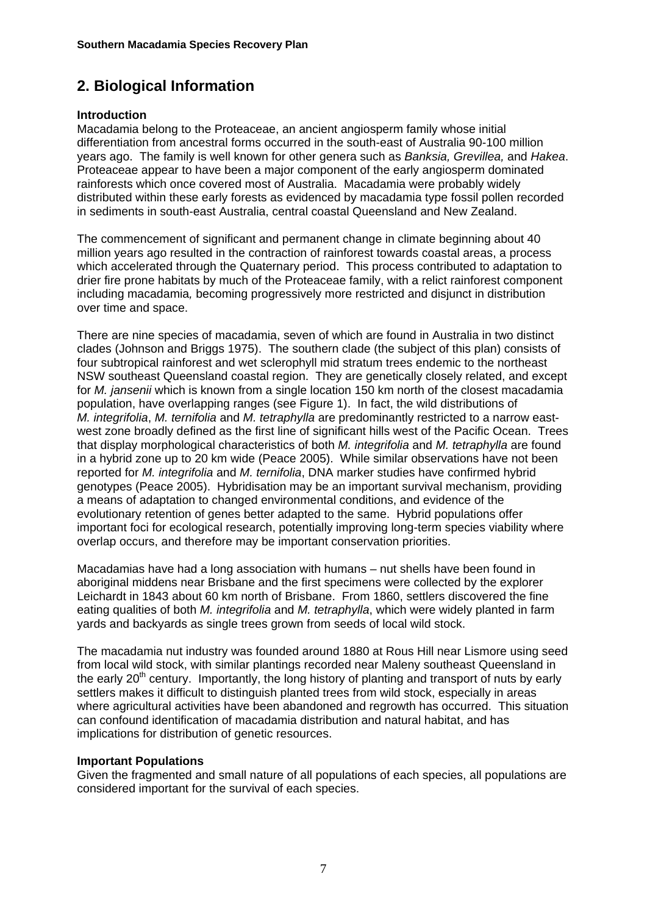## 2. Biological Information

### Introduction

Macadamia belong to the Proteaceae, an ancient angiosperm family whose initial differentiation from ancestral forms occurred in the south-east of Australia 90-100 million years ago. The family is well known for other genera such as *Banksia, Grevillea,* and *Hakea*. Proteaceae appear to have been a major component of the early angiosperm dominated rainforests which once covered most of Australia. Macadamia were probably widely distributed within these early forests as evidenced by macadamia type fossil pollen recorded in sediments in south-east Australia, central coastal Queensland and New Zealand.

The commencement of significant and permanent change in climate beginning about 40 million years ago resulted in the contraction of rainforest towards coastal areas, a process which accelerated through the Quaternary period. This process contributed to adaptation to drier fire prone habitats by much of the Proteaceae family, with a relict rainforest component including macadamia*,* becoming progressively more restricted and disjunct in distribution over time and space.

There are nine species of macadamia, seven of which are found in Australia in two distinct clades (Johnson and Briggs 1975). The southern clade (the subject of this plan) consists of four subtropical rainforest and wet sclerophyll mid stratum trees endemic to the northeast NSW southeast Queensland coastal region. They are genetically closely related, and except for *M. jansenii* which is known from a single location 150 km north of the closest macadamia population, have overlapping ranges (see Figure 1). In fact, the wild distributions of *M. integrifolia*, *M. ternifolia* and *M. tetraphylla* are predominantly restricted to a narrow east-west zone broadly defined as the first line of significant hills west of the Pacific Ocean. Trees that display morphological characteristics of both *M. integrifolia* and *M. tetraphylla* are found in a hybrid zone up to 20 km wide (Peace 2005). While similar observations have not been reported for *M. integrifolia* and *M. ternifolia*, DNA marker studies have confirmed hybrid genotypes (Peace 2005). Hybridisation may be an important survival mechanism, providing a means of adaptation to changed environmental conditions, and evidence of the evolutionary retention of genes better adapted to the same. Hybrid populations offer important foci for ecological research, potentially improving long-term species viability where overlap occurs, and therefore may be important conservation priorities.

Macadamias have had a long association with humans – nut shells have been found in aboriginal middens near Brisbane and the first specimens were collected by the explorer Leichardt in 1843 about 60 km north of Brisbane. From 1860, settlers discovered the fine eating qualities of both *M. integrifolia* and *M. tetraphylla*, which were widely planted in farm yards and backyards as single trees grown from seeds of local wild stock.

The macadamia nut industry was founded around 1880 at Rous Hill near Lismore using seed from local wild stock, with similar plantings recorded near Maleny southeast Queensland in the early 20th century. Importantly, the long history of planting and transport of nuts by early settlers makes it difficult to distinguish planted trees from wild stock, especially in areas where agricultural activities have been abandoned and regrowth has occurred. This situation can confound identification of macadamia distribution and natural habitat, and has implications for distribution of genetic resources.

### Important Populations

Given the fragmented and small nature of all populations of each species, all populations are considered important for the survival of each species.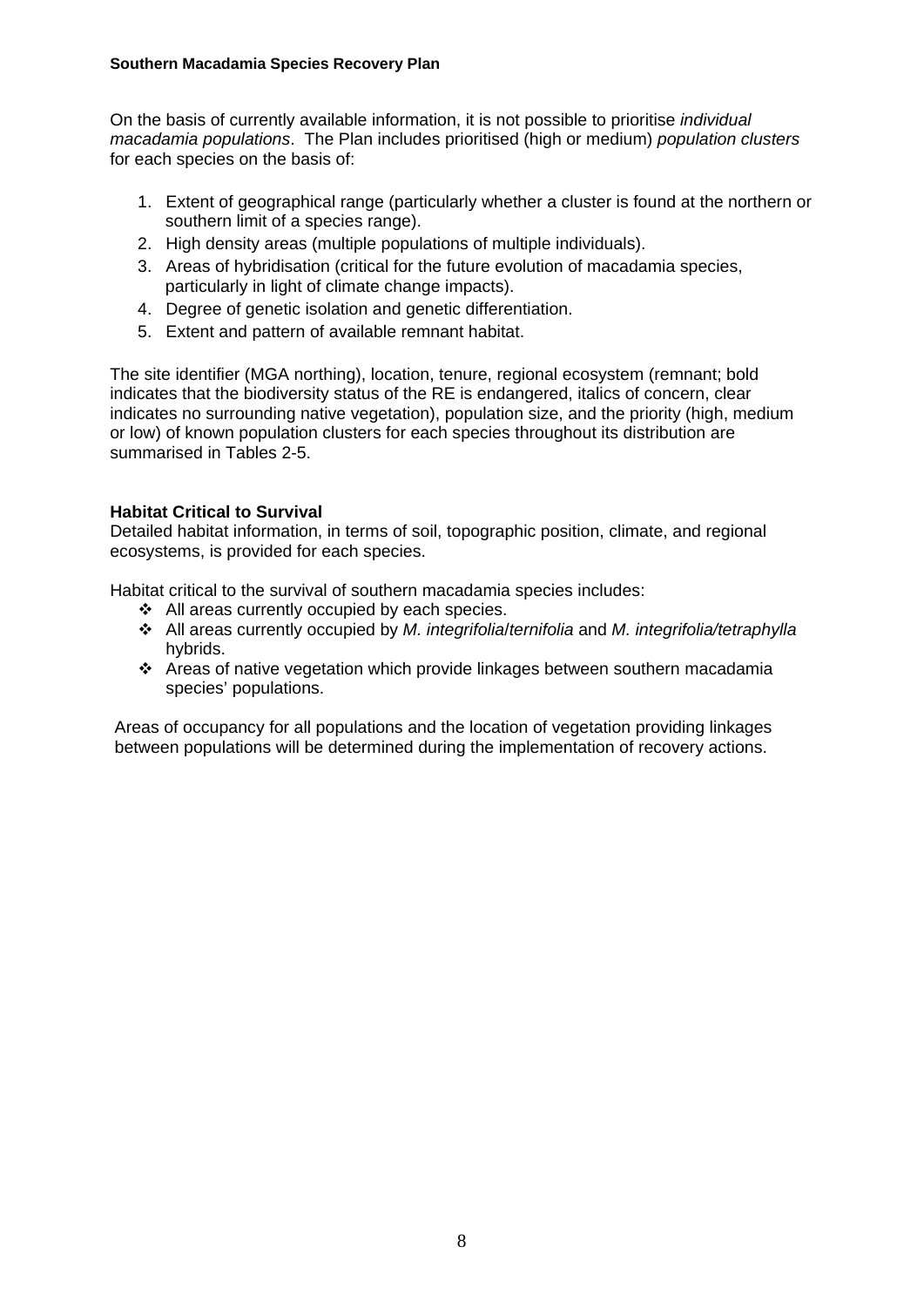On the basis of currently available information, it is not possible to prioritise *individual macadamia populations*. The Plan includes prioritised (high or medium) *population clusters* for each species on the basis of:

1. Extent of geographical range (particularly whether a cluster is found at the northern or southern limit of a species range).
2. High density areas (multiple populations of multiple individuals).
3. Areas of hybridisation (critical for the future evolution of macadamia species, particularly in light of climate change impacts).
4. Degree of genetic isolation and genetic differentiation.
5. Extent and pattern of available remnant habitat.

The site identifier (MGA northing), location, tenure, regional ecosystem (remnant; bold indicates that the biodiversity status of the RE is endangered, italics of concern, clear indicates no surrounding native vegetation), population size, and the priority (high, medium or low) of known population clusters for each species throughout its distribution are summarised in Tables 2-5.

**Habitat Critical to Survival**

Detailed habitat information, in terms of soil, topographic position, climate, and regional ecosystems, is provided for each species.

Habitat critical to the survival of southern macadamia species includes:

- All areas currently occupied by each species.
- All areas currently occupied by *M. integrifolia*/*ternifolia* and *M. integrifolia/tetraphylla* hybrids.
- Areas of native vegetation which provide linkages between southern macadamia species' populations.

Areas of occupancy for all populations and the location of vegetation providing linkages between populations will be determined during the implementation of recovery actions.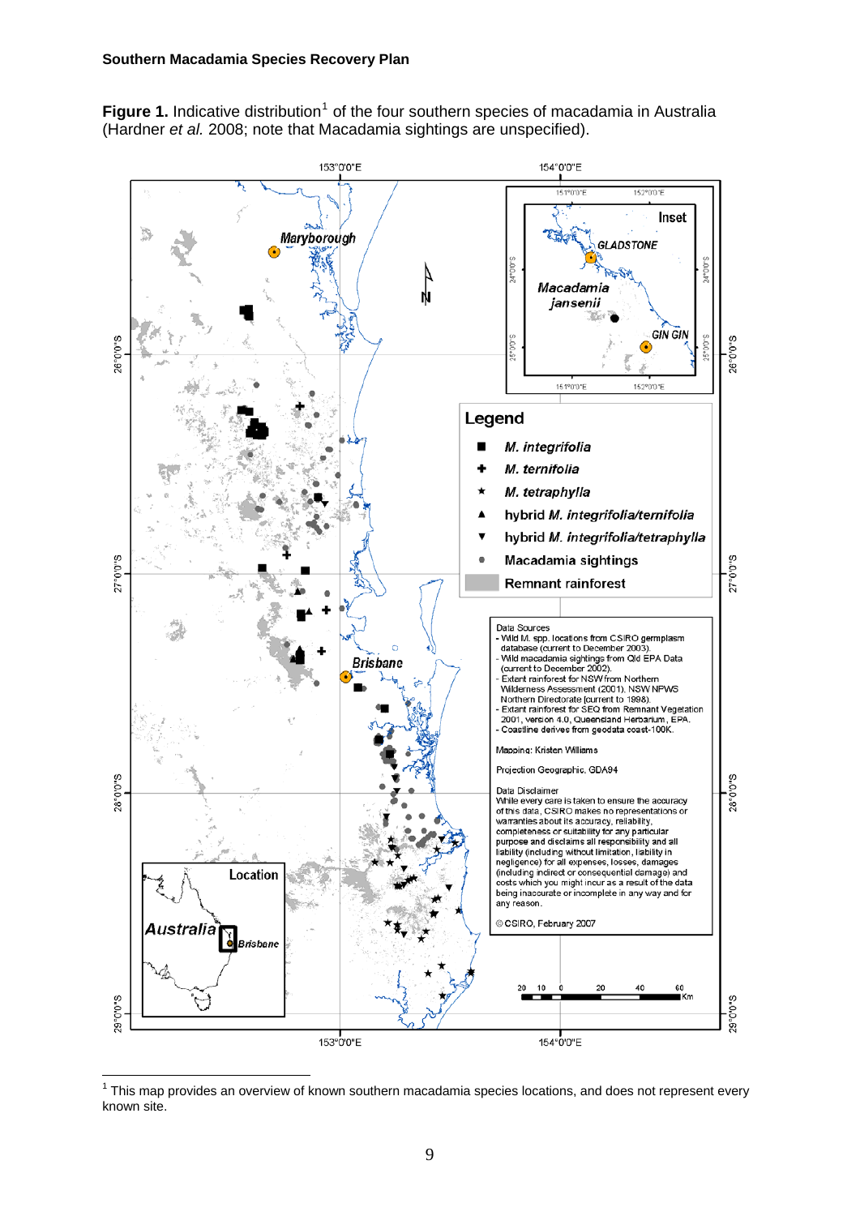**Figure 1.** Indicative distribution[1] of the four southern species of macadamia in Australia (Hardner *et al.* 2008; note that Macadamia sightings are unspecified).

[1] This map provides an overview of known southern macadamia species locations, and does not represent every known site.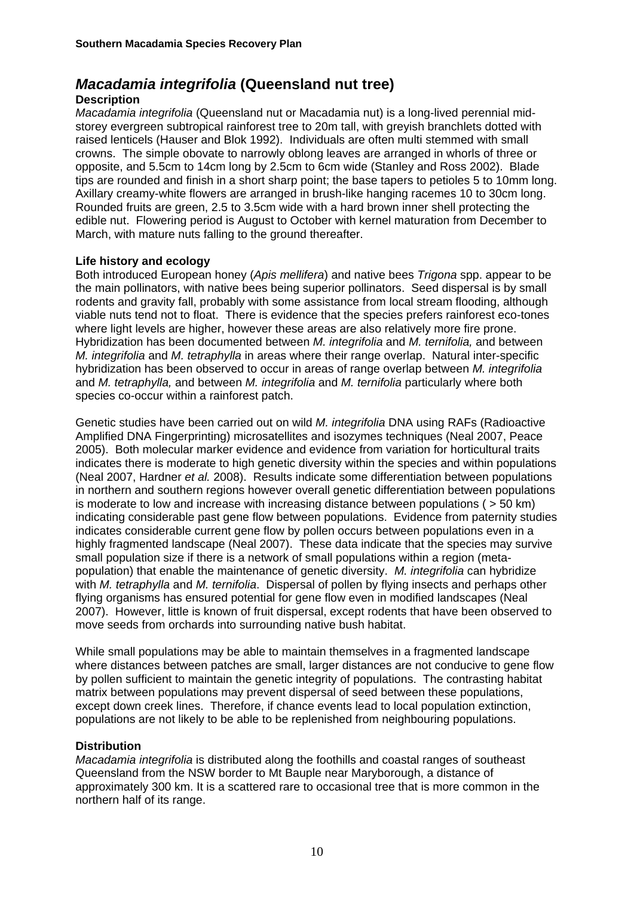## *Macadamia integrifolia* (Queensland nut tree)

### Description

*Macadamia integrifolia* (Queensland nut or Macadamia nut) is a long-lived perennial mid-storey evergreen subtropical rainforest tree to 20m tall, with greyish branchlets dotted with raised lenticels (Hauser and Blok 1992). Individuals are often multi stemmed with small crowns. The simple obovate to narrowly oblong leaves are arranged in whorls of three or opposite, and 5.5cm to 14cm long by 2.5cm to 6cm wide (Stanley and Ross 2002). Blade tips are rounded and finish in a short sharp point; the base tapers to petioles 5 to 10mm long. Axillary creamy-white flowers are arranged in brush-like hanging racemes 10 to 30cm long. Rounded fruits are green, 2.5 to 3.5cm wide with a hard brown inner shell protecting the edible nut. Flowering period is August to October with kernel maturation from December to March, with mature nuts falling to the ground thereafter.

### Life history and ecology

Both introduced European honey (*Apis mellifera*) and native bees *Trigona* spp. appear to be the main pollinators, with native bees being superior pollinators. Seed dispersal is by small rodents and gravity fall, probably with some assistance from local stream flooding, although viable nuts tend not to float. There is evidence that the species prefers rainforest eco-tones where light levels are higher, however these areas are also relatively more fire prone. Hybridization has been documented between *M. integrifolia* and *M. ternifolia,* and between *M. integrifolia* and *M. tetraphylla* in areas where their range overlap. Natural inter-specific hybridization has been observed to occur in areas of range overlap between *M. integrifolia* and *M. tetraphylla,* and between *M. integrifolia* and *M. ternifolia* particularly where both species co-occur within a rainforest patch.

Genetic studies have been carried out on wild *M. integrifolia* DNA using RAFs (Radioactive Amplified DNA Fingerprinting) microsatellites and isozymes techniques (Neal 2007, Peace 2005). Both molecular marker evidence and evidence from variation for horticultural traits indicates there is moderate to high genetic diversity within the species and within populations (Neal 2007, Hardner *et al.* 2008). Results indicate some differentiation between populations in northern and southern regions however overall genetic differentiation between populations is moderate to low and increase with increasing distance between populations ( > 50 km) indicating considerable past gene flow between populations. Evidence from paternity studies indicates considerable current gene flow by pollen occurs between populations even in a highly fragmented landscape (Neal 2007). These data indicate that the species may survive small population size if there is a network of small populations within a region (meta-population) that enable the maintenance of genetic diversity. *M. integrifolia* can hybridize with *M. tetraphylla* and *M. ternifolia*. Dispersal of pollen by flying insects and perhaps other flying organisms has ensured potential for gene flow even in modified landscapes (Neal 2007). However, little is known of fruit dispersal, except rodents that have been observed to move seeds from orchards into surrounding native bush habitat.

While small populations may be able to maintain themselves in a fragmented landscape where distances between patches are small, larger distances are not conducive to gene flow by pollen sufficient to maintain the genetic integrity of populations. The contrasting habitat matrix between populations may prevent dispersal of seed between these populations, except down creek lines. Therefore, if chance events lead to local population extinction, populations are not likely to be able to be replenished from neighbouring populations.

### Distribution

*Macadamia integrifolia* is distributed along the foothills and coastal ranges of southeast Queensland from the NSW border to Mt Bauple near Maryborough, a distance of approximately 300 km. It is a scattered rare to occasional tree that is more common in the northern half of its range.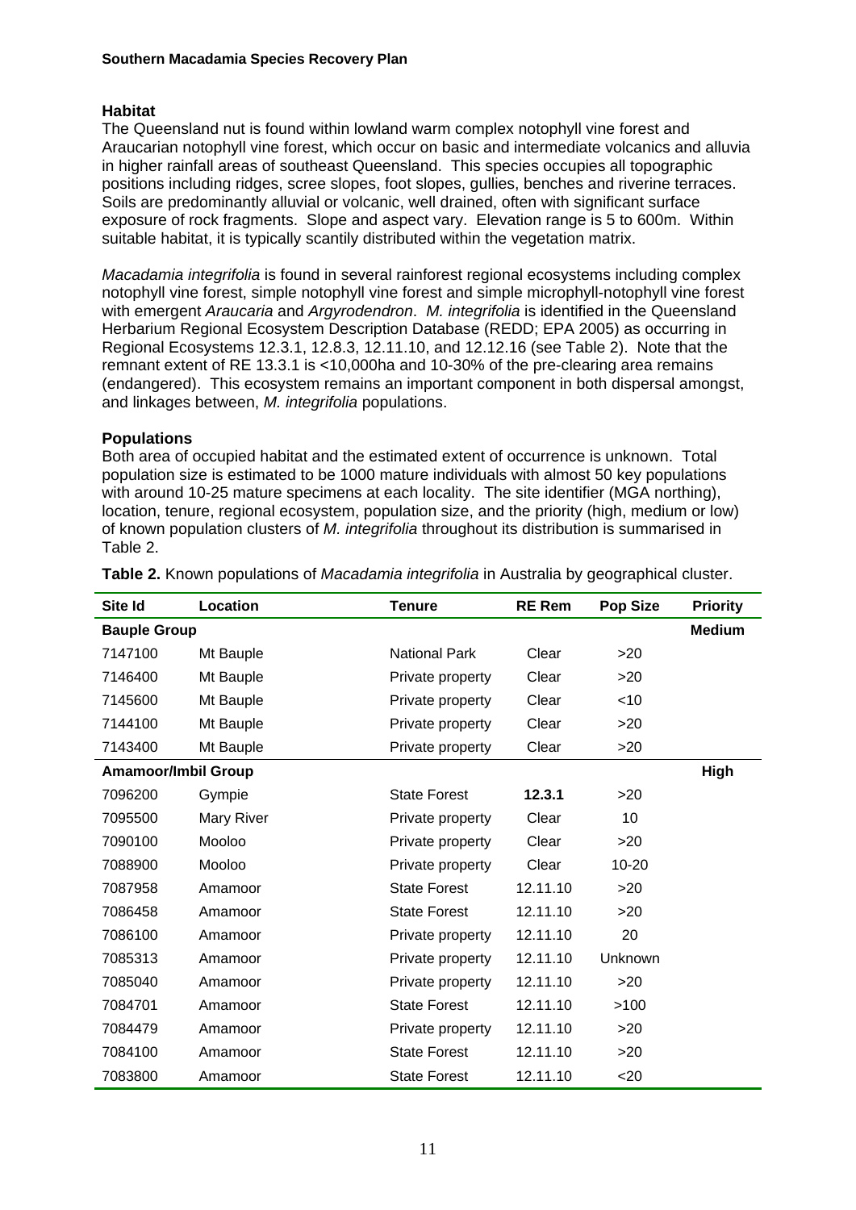### Habitat

The Queensland nut is found within lowland warm complex notophyll vine forest and Araucarian notophyll vine forest, which occur on basic and intermediate volcanics and alluvia in higher rainfall areas of southeast Queensland. This species occupies all topographic positions including ridges, scree slopes, foot slopes, gullies, benches and riverine terraces. Soils are predominantly alluvial or volcanic, well drained, often with significant surface exposure of rock fragments. Slope and aspect vary. Elevation range is 5 to 600m. Within suitable habitat, it is typically scantily distributed within the vegetation matrix.

*Macadamia integrifolia* is found in several rainforest regional ecosystems including complex notophyll vine forest, simple notophyll vine forest and simple microphyll-notophyll vine forest with emergent *Araucaria* and *Argyrodendron*. *M. integrifolia* is identified in the Queensland Herbarium Regional Ecosystem Description Database (REDD; EPA 2005) as occurring in Regional Ecosystems 12.3.1, 12.8.3, 12.11.10, and 12.12.16 (see Table 2). Note that the remnant extent of RE 13.3.1 is <10,000ha and 10-30% of the pre-clearing area remains (endangered). This ecosystem remains an important component in both dispersal amongst, and linkages between, *M. integrifolia* populations.

### Populations

Both area of occupied habitat and the estimated extent of occurrence is unknown. Total population size is estimated to be 1000 mature individuals with almost 50 key populations with around 10-25 mature specimens at each locality. The site identifier (MGA northing), location, tenure, regional ecosystem, population size, and the priority (high, medium or low) of known population clusters of *M. integrifolia* throughout its distribution is summarised in Table 2.

**Table 2.** Known populations of *Macadamia integrifolia* in Australia by geographical cluster.

| Site Id | Location | Tenure | RE Rem | Pop Size | Priority |
|---|---|---|---|---|---|
| **Bauple Group** | | | | | **Medium** |
| 7147100 | Mt Bauple | National Park | Clear | >20 | |
| 7146400 | Mt Bauple | Private property | Clear | >20 | |
| 7145600 | Mt Bauple | Private property | Clear | <10 | |
| 7144100 | Mt Bauple | Private property | Clear | >20 | |
| 7143400 | Mt Bauple | Private property | Clear | >20 | |
| **Amamoor/Imbil Group** | | | | | **High** |
| 7096200 | Gympie | State Forest | **12.3.1** | >20 | |
| 7095500 | Mary River | Private property | Clear | 10 | |
| 7090100 | Mooloo | Private property | Clear | >20 | |
| 7088900 | Mooloo | Private property | Clear | 10-20 | |
| 7087958 | Amamoor | State Forest | 12.11.10 | >20 | |
| 7086458 | Amamoor | State Forest | 12.11.10 | >20 | |
| 7086100 | Amamoor | Private property | 12.11.10 | 20 | |
| 7085313 | Amamoor | Private property | 12.11.10 | Unknown | |
| 7085040 | Amamoor | Private property | 12.11.10 | >20 | |
| 7084701 | Amamoor | State Forest | 12.11.10 | >100 | |
| 7084479 | Amamoor | Private property | 12.11.10 | >20 | |
| 7084100 | Amamoor | State Forest | 12.11.10 | >20 | |
| 7083800 | Amamoor | State Forest | 12.11.10 | <20 | |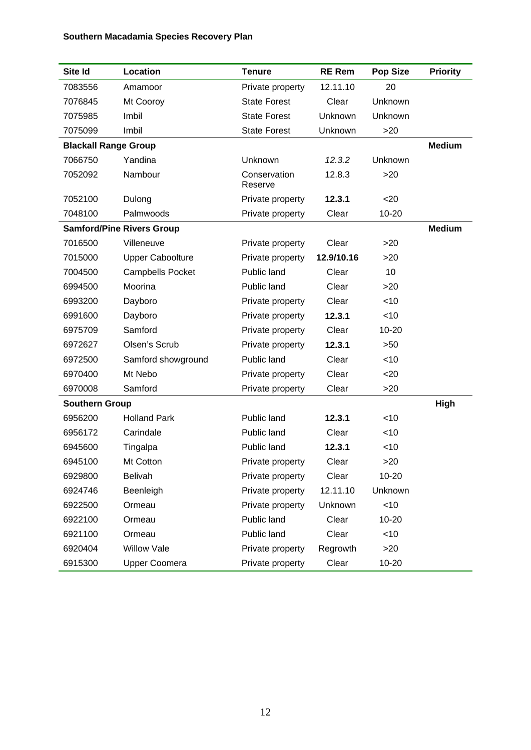| Site Id | Location | Tenure | RE Rem | Pop Size | Priority |
|---|---|---|---|---|---|
| 7083556 | Amamoor | Private property | 12.11.10 | 20 | |
| 7076845 | Mt Cooroy | State Forest | Clear | Unknown | |
| 7075985 | Imbil | State Forest | Unknown | Unknown | |
| 7075099 | Imbil | State Forest | Unknown | >20 | |
| **Blackall Range Group** | | | | | **Medium** |
| 7066750 | Yandina | Unknown | *12.3.2* | Unknown | |
| 7052092 | Nambour | Conservation Reserve | 12.8.3 | >20 | |
| 7052100 | Dulong | Private property | **12.3.1** | <20 | |
| 7048100 | Palmwoods | Private property | Clear | 10-20 | |
| **Samford/Pine Rivers Group** | | | | | **Medium** |
| 7016500 | Villeneuve | Private property | Clear | >20 | |
| 7015000 | Upper Caboolture | Private property | **12.9/10.16** | >20 | |
| 7004500 | Campbells Pocket | Public land | Clear | 10 | |
| 6994500 | Moorina | Public land | Clear | >20 | |
| 6993200 | Dayboro | Private property | Clear | <10 | |
| 6991600 | Dayboro | Private property | **12.3.1** | <10 | |
| 6975709 | Samford | Private property | Clear | 10-20 | |
| 6972627 | Olsen's Scrub | Private property | **12.3.1** | >50 | |
| 6972500 | Samford showground | Public land | Clear | <10 | |
| 6970400 | Mt Nebo | Private property | Clear | <20 | |
| 6970008 | Samford | Private property | Clear | >20 | |
| **Southern Group** | | | | | **High** |
| 6956200 | Holland Park | Public land | **12.3.1** | <10 | |
| 6956172 | Carindale | Public land | Clear | <10 | |
| 6945600 | Tingalpa | Public land | **12.3.1** | <10 | |
| 6945100 | Mt Cotton | Private property | Clear | >20 | |
| 6929800 | Belivah | Private property | Clear | 10-20 | |
| 6924746 | Beenleigh | Private property | 12.11.10 | Unknown | |
| 6922500 | Ormeau | Private property | Unknown | <10 | |
| 6922100 | Ormeau | Public land | Clear | 10-20 | |
| 6921100 | Ormeau | Public land | Clear | <10 | |
| 6920404 | Willow Vale | Private property | Regrowth | >20 | |
| 6915300 | Upper Coomera | Private property | Clear | 10-20 | |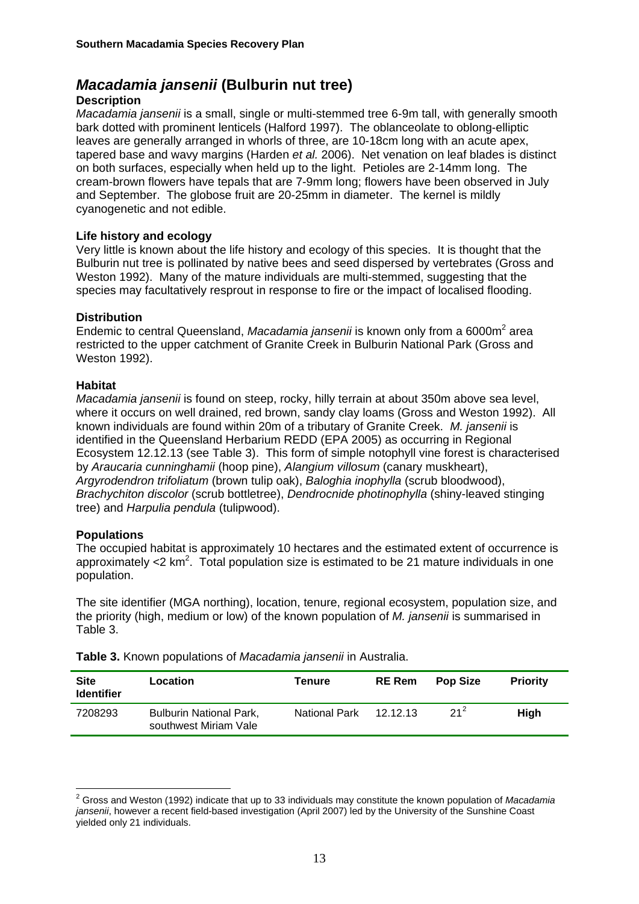# *Macadamia jansenii* (Bulburin nut tree)

### Description

*Macadamia jansenii* is a small, single or multi-stemmed tree 6-9m tall, with generally smooth bark dotted with prominent lenticels (Halford 1997). The oblanceolate to oblong-elliptic leaves are generally arranged in whorls of three, are 10-18cm long with an acute apex, tapered base and wavy margins (Harden *et al.* 2006). Net venation on leaf blades is distinct on both surfaces, especially when held up to the light. Petioles are 2-14mm long. The cream-brown flowers have tepals that are 7-9mm long; flowers have been observed in July and September. The globose fruit are 20-25mm in diameter. The kernel is mildly cyanogenetic and not edible.

### Life history and ecology

Very little is known about the life history and ecology of this species. It is thought that the Bulburin nut tree is pollinated by native bees and seed dispersed by vertebrates (Gross and Weston 1992). Many of the mature individuals are multi-stemmed, suggesting that the species may facultatively resprout in response to fire or the impact of localised flooding.

### Distribution

Endemic to central Queensland, *Macadamia jansenii* is known only from a 6000m$^2$ area restricted to the upper catchment of Granite Creek in Bulburin National Park (Gross and Weston 1992).

### Habitat

*Macadamia jansenii* is found on steep, rocky, hilly terrain at about 350m above sea level, where it occurs on well drained, red brown, sandy clay loams (Gross and Weston 1992). All known individuals are found within 20m of a tributary of Granite Creek. *M. jansenii* is identified in the Queensland Herbarium REDD (EPA 2005) as occurring in Regional Ecosystem 12.12.13 (see Table 3). This form of simple notophyll vine forest is characterised by *Araucaria cunninghamii* (hoop pine), *Alangium villosum* (canary muskheart), *Argyrodendron trifoliatum* (brown tulip oak), *Baloghia inophylla* (scrub bloodwood), *Brachychiton discolor* (scrub bottletree), *Dendrocnide photinophylla* (shiny-leaved stinging tree) and *Harpulia pendula* (tulipwood).

### Populations

The occupied habitat is approximately 10 hectares and the estimated extent of occurrence is approximately <2 km$^2$. Total population size is estimated to be 21 mature individuals in one population.

The site identifier (MGA northing), location, tenure, regional ecosystem, population size, and the priority (high, medium or low) of the known population of *M. jansenii* is summarised in Table 3.

**Table 3.** Known populations of *Macadamia jansenii* in Australia.

| Site Identifier | Location | Tenure | RE Rem | Pop Size | Priority |
|---|---|---|---|---|---|
| 7208293 | Bulburin National Park, southwest Miriam Vale | National Park | 12.12.13 | 21[2] | **High** |

[2] Gross and Weston (1992) indicate that up to 33 individuals may constitute the known population of *Macadamia jansenii*, however a recent field-based investigation (April 2007) led by the University of the Sunshine Coast yielded only 21 individuals.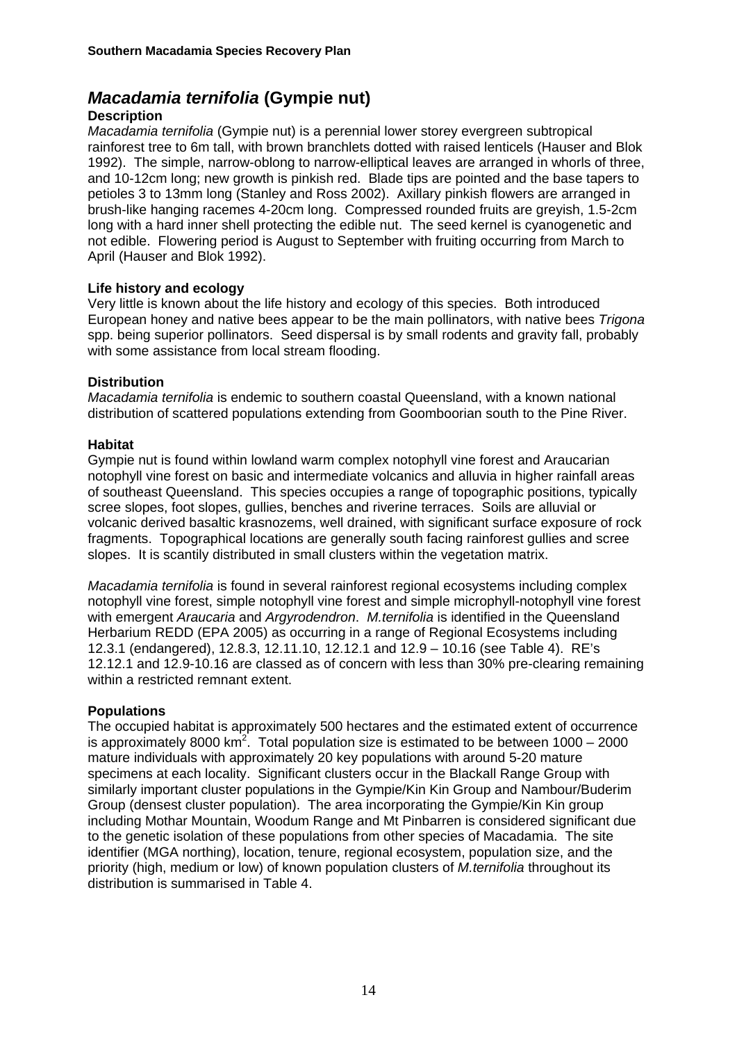# *Macadamia ternifolia* (Gympie nut)

### Description

*Macadamia ternifolia* (Gympie nut) is a perennial lower storey evergreen subtropical rainforest tree to 6m tall, with brown branchlets dotted with raised lenticels (Hauser and Blok 1992). The simple, narrow-oblong to narrow-elliptical leaves are arranged in whorls of three, and 10-12cm long; new growth is pinkish red. Blade tips are pointed and the base tapers to petioles 3 to 13mm long (Stanley and Ross 2002). Axillary pinkish flowers are arranged in brush-like hanging racemes 4-20cm long. Compressed rounded fruits are greyish, 1.5-2cm long with a hard inner shell protecting the edible nut. The seed kernel is cyanogenetic and not edible. Flowering period is August to September with fruiting occurring from March to April (Hauser and Blok 1992).

### Life history and ecology

Very little is known about the life history and ecology of this species. Both introduced European honey and native bees appear to be the main pollinators, with native bees *Trigona* spp. being superior pollinators. Seed dispersal is by small rodents and gravity fall, probably with some assistance from local stream flooding.

### Distribution

*Macadamia ternifolia* is endemic to southern coastal Queensland, with a known national distribution of scattered populations extending from Goomboorian south to the Pine River.

### Habitat

Gympie nut is found within lowland warm complex notophyll vine forest and Araucarian notophyll vine forest on basic and intermediate volcanics and alluvia in higher rainfall areas of southeast Queensland. This species occupies a range of topographic positions, typically scree slopes, foot slopes, gullies, benches and riverine terraces. Soils are alluvial or volcanic derived basaltic krasnozems, well drained, with significant surface exposure of rock fragments. Topographical locations are generally south facing rainforest gullies and scree slopes. It is scantily distributed in small clusters within the vegetation matrix.

*Macadamia ternifolia* is found in several rainforest regional ecosystems including complex notophyll vine forest, simple notophyll vine forest and simple microphyll-notophyll vine forest with emergent *Araucaria* and *Argyrodendron*. *M.ternifolia* is identified in the Queensland Herbarium REDD (EPA 2005) as occurring in a range of Regional Ecosystems including 12.3.1 (endangered), 12.8.3, 12.11.10, 12.12.1 and 12.9 – 10.16 (see Table 4). RE's 12.12.1 and 12.9-10.16 are classed as of concern with less than 30% pre-clearing remaining within a restricted remnant extent.

### Populations

The occupied habitat is approximately 500 hectares and the estimated extent of occurrence is approximately 8000 km$^2$. Total population size is estimated to be between 1000 – 2000 mature individuals with approximately 20 key populations with around 5-20 mature specimens at each locality. Significant clusters occur in the Blackall Range Group with similarly important cluster populations in the Gympie/Kin Kin Group and Nambour/Buderim Group (densest cluster population). The area incorporating the Gympie/Kin Kin group including Mothar Mountain, Woodum Range and Mt Pinbarren is considered significant due to the genetic isolation of these populations from other species of Macadamia. The site identifier (MGA northing), location, tenure, regional ecosystem, population size, and the priority (high, medium or low) of known population clusters of *M.ternifolia* throughout its distribution is summarised in Table 4.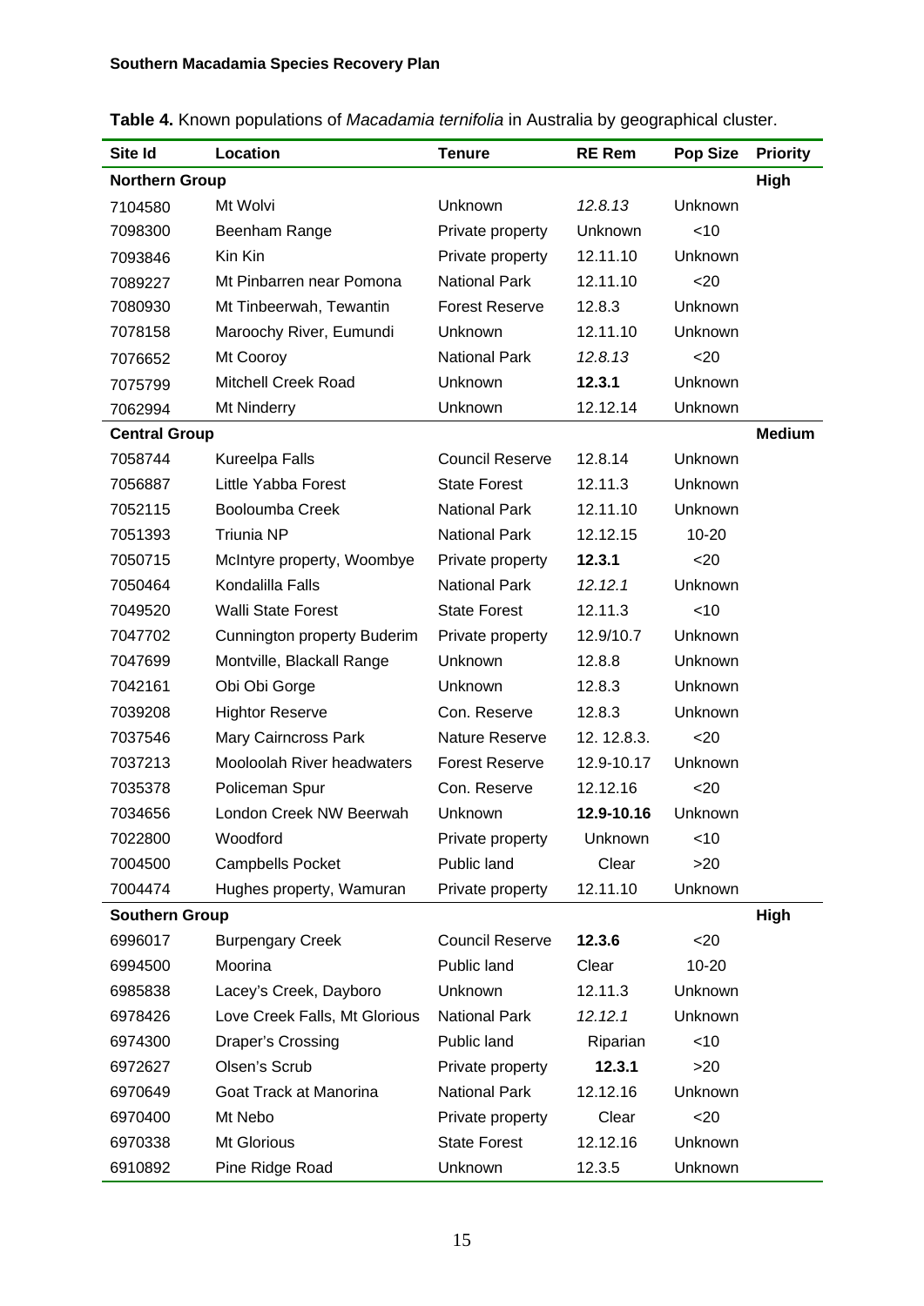**Table 4.** Known populations of *Macadamia ternifolia* in Australia by geographical cluster.

| Site Id | Location | Tenure | RE Rem | Pop Size | Priority |
|---|---|---|---|---|---|
| **Northern Group** | | | | | **High** |
| 7104580 | Mt Wolvi | Unknown | *12.8.13* | Unknown | |
| 7098300 | Beenham Range | Private property | Unknown | <10 | |
| 7093846 | Kin Kin | Private property | 12.11.10 | Unknown | |
| 7089227 | Mt Pinbarren near Pomona | National Park | 12.11.10 | <20 | |
| 7080930 | Mt Tinbeerwah, Tewantin | Forest Reserve | 12.8.3 | Unknown | |
| 7078158 | Maroochy River, Eumundi | Unknown | 12.11.10 | Unknown | |
| 7076652 | Mt Cooroy | National Park | *12.8.13* | <20 | |
| 7075799 | Mitchell Creek Road | Unknown | **12.3.1** | Unknown | |
| 7062994 | Mt Ninderry | Unknown | 12.12.14 | Unknown | |
| **Central Group** | | | | | **Medium** |
| 7058744 | Kureelpa Falls | Council Reserve | 12.8.14 | Unknown | |
| 7056887 | Little Yabba Forest | State Forest | 12.11.3 | Unknown | |
| 7052115 | Booloumba Creek | National Park | 12.11.10 | Unknown | |
| 7051393 | Triunia NP | National Park | 12.12.15 | 10-20 | |
| 7050715 | McIntyre property, Woombye | Private property | **12.3.1** | <20 | |
| 7050464 | Kondalilla Falls | National Park | *12.12.1* | Unknown | |
| 7049520 | Walli State Forest | State Forest | 12.11.3 | <10 | |
| 7047702 | Cunnington property Buderim | Private property | 12.9/10.7 | Unknown | |
| 7047699 | Montville, Blackall Range | Unknown | 12.8.8 | Unknown | |
| 7042161 | Obi Obi Gorge | Unknown | 12.8.3 | Unknown | |
| 7039208 | Hightor Reserve | Con. Reserve | 12.8.3 | Unknown | |
| 7037546 | Mary Cairncross Park | Nature Reserve | 12. 12.8.3. | <20 | |
| 7037213 | Mooloolah River headwaters | Forest Reserve | 12.9-10.17 | Unknown | |
| 7035378 | Policeman Spur | Con. Reserve | 12.12.16 | <20 | |
| 7034656 | London Creek NW Beerwah | Unknown | **12.9-10.16** | Unknown | |
| 7022800 | Woodford | Private property | Unknown | <10 | |
| 7004500 | Campbells Pocket | Public land | Clear | >20 | |
| 7004474 | Hughes property, Wamuran | Private property | 12.11.10 | Unknown | |
| **Southern Group** | | | | | **High** |
| 6996017 | Burpengary Creek | Council Reserve | **12.3.6** | <20 | |
| 6994500 | Moorina | Public land | Clear | 10-20 | |
| 6985838 | Lacey's Creek, Dayboro | Unknown | 12.11.3 | Unknown | |
| 6978426 | Love Creek Falls, Mt Glorious | National Park | *12.12.1* | Unknown | |
| 6974300 | Draper's Crossing | Public land | Riparian | <10 | |
| 6972627 | Olsen's Scrub | Private property | **12.3.1** | >20 | |
| 6970649 | Goat Track at Manorina | National Park | 12.12.16 | Unknown | |
| 6970400 | Mt Nebo | Private property | Clear | <20 | |
| 6970338 | Mt Glorious | State Forest | 12.12.16 | Unknown | |
| 6910892 | Pine Ridge Road | Unknown | 12.3.5 | Unknown | |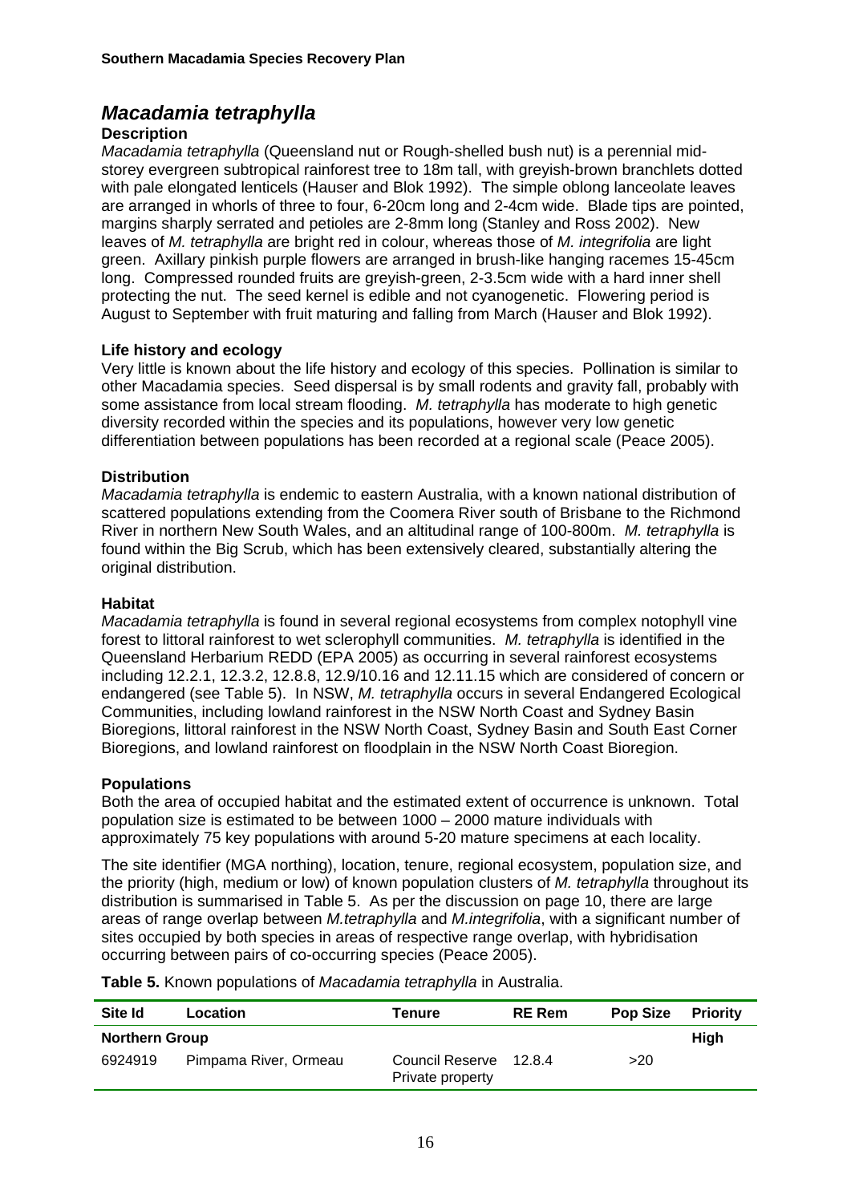# *Macadamia tetraphylla*

### Description

*Macadamia tetraphylla* (Queensland nut or Rough-shelled bush nut) is a perennial mid-storey evergreen subtropical rainforest tree to 18m tall, with greyish-brown branchlets dotted with pale elongated lenticels (Hauser and Blok 1992). The simple oblong lanceolate leaves are arranged in whorls of three to four, 6-20cm long and 2-4cm wide. Blade tips are pointed, margins sharply serrated and petioles are 2-8mm long (Stanley and Ross 2002). New leaves of *M. tetraphylla* are bright red in colour, whereas those of *M. integrifolia* are light green. Axillary pinkish purple flowers are arranged in brush-like hanging racemes 15-45cm long. Compressed rounded fruits are greyish-green, 2-3.5cm wide with a hard inner shell protecting the nut. The seed kernel is edible and not cyanogenetic. Flowering period is August to September with fruit maturing and falling from March (Hauser and Blok 1992).

### Life history and ecology

Very little is known about the life history and ecology of this species. Pollination is similar to other Macadamia species. Seed dispersal is by small rodents and gravity fall, probably with some assistance from local stream flooding. *M. tetraphylla* has moderate to high genetic diversity recorded within the species and its populations, however very low genetic differentiation between populations has been recorded at a regional scale (Peace 2005).

### Distribution

*Macadamia tetraphylla* is endemic to eastern Australia, with a known national distribution of scattered populations extending from the Coomera River south of Brisbane to the Richmond River in northern New South Wales, and an altitudinal range of 100-800m. *M. tetraphylla* is found within the Big Scrub, which has been extensively cleared, substantially altering the original distribution.

### Habitat

*Macadamia tetraphylla* is found in several regional ecosystems from complex notophyll vine forest to littoral rainforest to wet sclerophyll communities. *M. tetraphylla* is identified in the Queensland Herbarium REDD (EPA 2005) as occurring in several rainforest ecosystems including 12.2.1, 12.3.2, 12.8.8, 12.9/10.16 and 12.11.15 which are considered of concern or endangered (see Table 5). In NSW, *M. tetraphylla* occurs in several Endangered Ecological Communities, including lowland rainforest in the NSW North Coast and Sydney Basin Bioregions, littoral rainforest in the NSW North Coast, Sydney Basin and South East Corner Bioregions, and lowland rainforest on floodplain in the NSW North Coast Bioregion.

### Populations

Both the area of occupied habitat and the estimated extent of occurrence is unknown. Total population size is estimated to be between 1000 – 2000 mature individuals with approximately 75 key populations with around 5-20 mature specimens at each locality.

The site identifier (MGA northing), location, tenure, regional ecosystem, population size, and the priority (high, medium or low) of known population clusters of *M. tetraphylla* throughout its distribution is summarised in Table 5. As per the discussion on page 10, there are large areas of range overlap between *M.tetraphylla* and *M.integrifolia*, with a significant number of sites occupied by both species in areas of respective range overlap, with hybridisation occurring between pairs of co-occurring species (Peace 2005).

**Table 5.** Known populations of *Macadamia tetraphylla* in Australia.

| Site Id | Location | Tenure | RE Rem | Pop Size | Priority |
|---|---|---|---|---|---|
| **Northern Group** | | | | | **High** |
| 6924919 | Pimpama River, Ormeau | Council Reserve Private property | 12.8.4 | >20 | |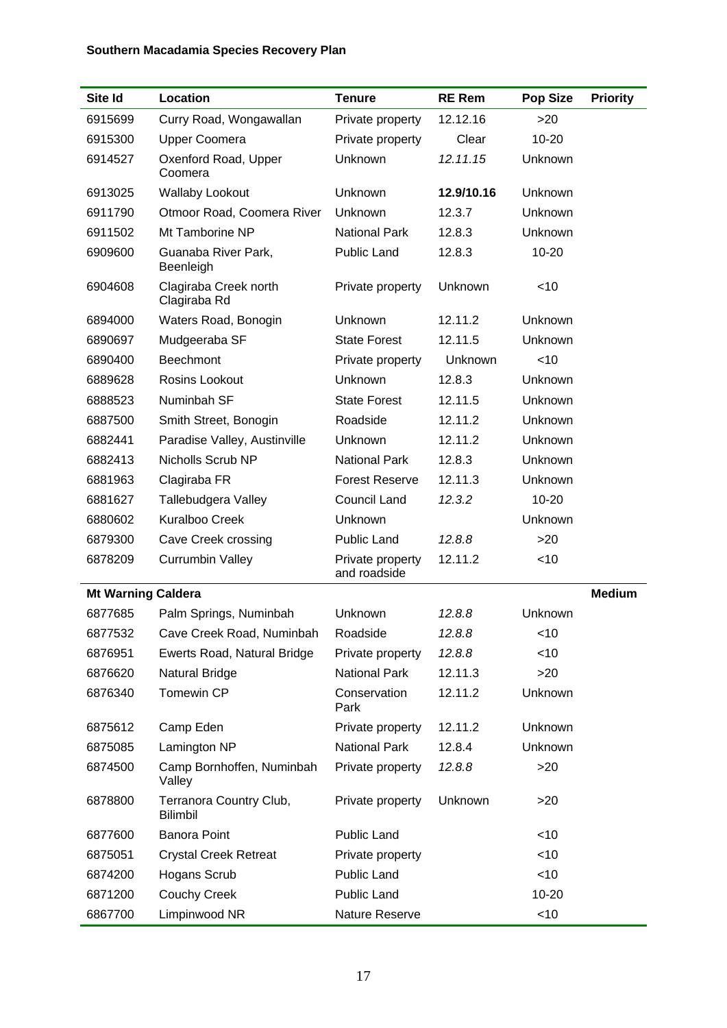| Site Id | Location | Tenure | RE Rem | Pop Size | Priority |
|---|---|---|---|---|---|
| 6915699 | Curry Road, Wongawallan | Private property | 12.12.16 | >20 | |
| 6915300 | Upper Coomera | Private property | Clear | 10-20 | |
| 6914527 | Oxenford Road, Upper Coomera | Unknown | *12.11.15* | Unknown | |
| 6913025 | Wallaby Lookout | Unknown | **12.9/10.16** | Unknown | |
| 6911790 | Otmoor Road, Coomera River | Unknown | 12.3.7 | Unknown | |
| 6911502 | Mt Tamborine NP | National Park | 12.8.3 | Unknown | |
| 6909600 | Guanaba River Park, Beenleigh | Public Land | 12.8.3 | 10-20 | |
| 6904608 | Clagiraba Creek north Clagiraba Rd | Private property | Unknown | <10 | |
| 6894000 | Waters Road, Bonogin | Unknown | 12.11.2 | Unknown | |
| 6890697 | Mudgeeraba SF | State Forest | 12.11.5 | Unknown | |
| 6890400 | Beechmont | Private property | Unknown | <10 | |
| 6889628 | Rosins Lookout | Unknown | 12.8.3 | Unknown | |
| 6888523 | Numinbah SF | State Forest | 12.11.5 | Unknown | |
| 6887500 | Smith Street, Bonogin | Roadside | 12.11.2 | Unknown | |
| 6882441 | Paradise Valley, Austinville | Unknown | 12.11.2 | Unknown | |
| 6882413 | Nicholls Scrub NP | National Park | 12.8.3 | Unknown | |
| 6881963 | Clagiraba FR | Forest Reserve | 12.11.3 | Unknown | |
| 6881627 | Tallebudgera Valley | Council Land | *12.3.2* | 10-20 | |
| 6880602 | Kuralboo Creek | Unknown | | Unknown | |
| 6879300 | Cave Creek crossing | Public Land | *12.8.8* | >20 | |
| 6878209 | Currumbin Valley | Private property and roadside | 12.11.2 | <10 | |
| **Mt Warning Caldera** | | | | | **Medium** |
| 6877685 | Palm Springs, Numinbah | Unknown | *12.8.8* | Unknown | |
| 6877532 | Cave Creek Road, Numinbah | Roadside | *12.8.8* | <10 | |
| 6876951 | Ewerts Road, Natural Bridge | Private property | *12.8.8* | <10 | |
| 6876620 | Natural Bridge | National Park | 12.11.3 | >20 | |
| 6876340 | Tomewin CP | Conservation Park | 12.11.2 | Unknown | |
| 6875612 | Camp Eden | Private property | 12.11.2 | Unknown | |
| 6875085 | Lamington NP | National Park | 12.8.4 | Unknown | |
| 6874500 | Camp Bornhoffen, Numinbah Valley | Private property | *12.8.8* | >20 | |
| 6878800 | Terranora Country Club, Bilimbil | Private property | Unknown | >20 | |
| 6877600 | Banora Point | Public Land | | <10 | |
| 6875051 | Crystal Creek Retreat | Private property | | <10 | |
| 6874200 | Hogans Scrub | Public Land | | <10 | |
| 6871200 | Couchy Creek | Public Land | | 10-20 | |
| 6867700 | Limpinwood NR | Nature Reserve | | <10 | |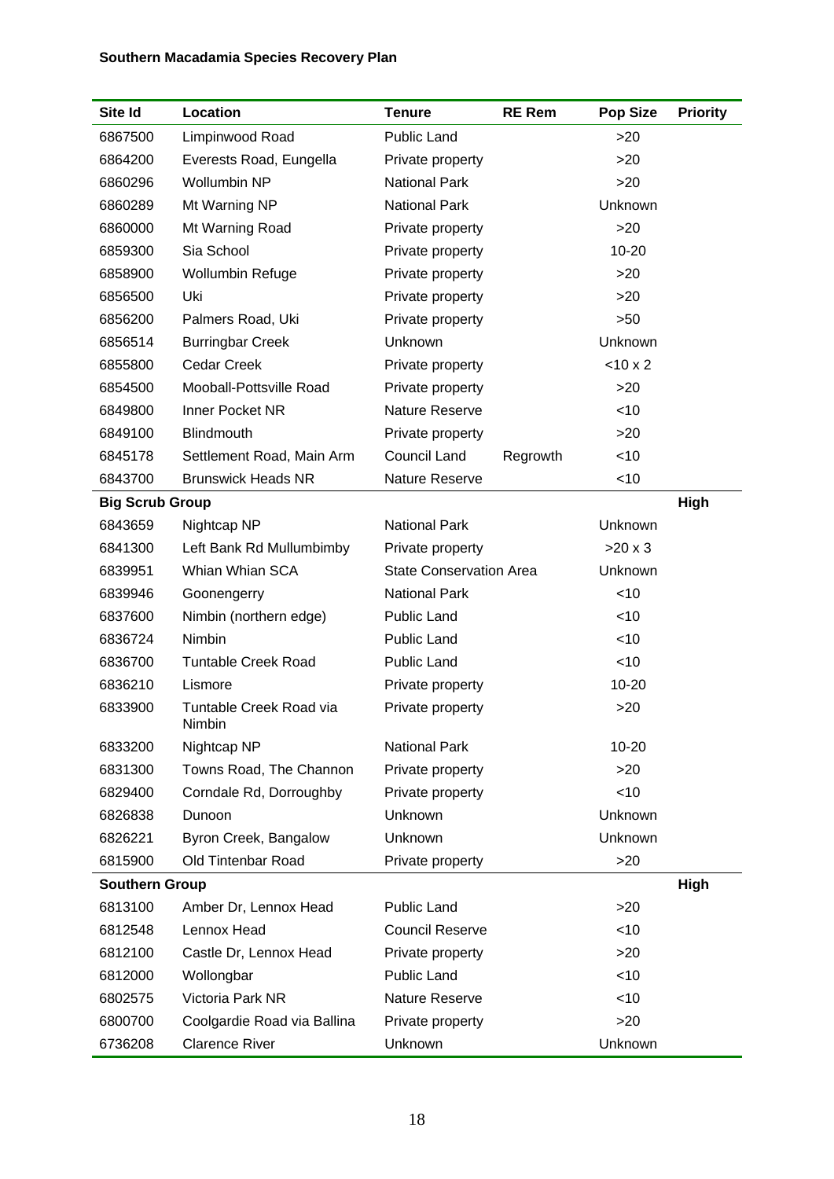| Site Id | Location | Tenure | RE Rem | Pop Size | Priority |
|---|---|---|---|---|---|
| 6867500 | Limpinwood Road | Public Land | | >20 | |
| 6864200 | Everests Road, Eungella | Private property | | >20 | |
| 6860296 | Wollumbin NP | National Park | | >20 | |
| 6860289 | Mt Warning NP | National Park | | Unknown | |
| 6860000 | Mt Warning Road | Private property | | >20 | |
| 6859300 | Sia School | Private property | | 10-20 | |
| 6858900 | Wollumbin Refuge | Private property | | >20 | |
| 6856500 | Uki | Private property | | >20 | |
| 6856200 | Palmers Road, Uki | Private property | | >50 | |
| 6856514 | Burringbar Creek | Unknown | | Unknown | |
| 6855800 | Cedar Creek | Private property | | <10 x 2 | |
| 6854500 | Mooball-Pottsville Road | Private property | | >20 | |
| 6849800 | Inner Pocket NR | Nature Reserve | | <10 | |
| 6849100 | Blindmouth | Private property | | >20 | |
| 6845178 | Settlement Road, Main Arm | Council Land | Regrowth | <10 | |
| 6843700 | Brunswick Heads NR | Nature Reserve | | <10 | |
| **Big Scrub Group** | | | | | **High** |
| 6843659 | Nightcap NP | National Park | | Unknown | |
| 6841300 | Left Bank Rd Mullumbimby | Private property | | >20 x 3 | |
| 6839951 | Whian Whian SCA | State Conservation Area | | Unknown | |
| 6839946 | Goonengerry | National Park | | <10 | |
| 6837600 | Nimbin (northern edge) | Public Land | | <10 | |
| 6836724 | Nimbin | Public Land | | <10 | |
| 6836700 | Tuntable Creek Road | Public Land | | <10 | |
| 6836210 | Lismore | Private property | | 10-20 | |
| 6833900 | Tuntable Creek Road via Nimbin | Private property | | >20 | |
| 6833200 | Nightcap NP | National Park | | 10-20 | |
| 6831300 | Towns Road, The Channon | Private property | | >20 | |
| 6829400 | Corndale Rd, Dorroughby | Private property | | <10 | |
| 6826838 | Dunoon | Unknown | | Unknown | |
| 6826221 | Byron Creek, Bangalow | Unknown | | Unknown | |
| 6815900 | Old Tintenbar Road | Private property | | >20 | |
| **Southern Group** | | | | | **High** |
| 6813100 | Amber Dr, Lennox Head | Public Land | | >20 | |
| 6812548 | Lennox Head | Council Reserve | | <10 | |
| 6812100 | Castle Dr, Lennox Head | Private property | | >20 | |
| 6812000 | Wollongbar | Public Land | | <10 | |
| 6802575 | Victoria Park NR | Nature Reserve | | <10 | |
| 6800700 | Coolgardie Road via Ballina | Private property | | >20 | |
| 6736208 | Clarence River | Unknown | | Unknown | |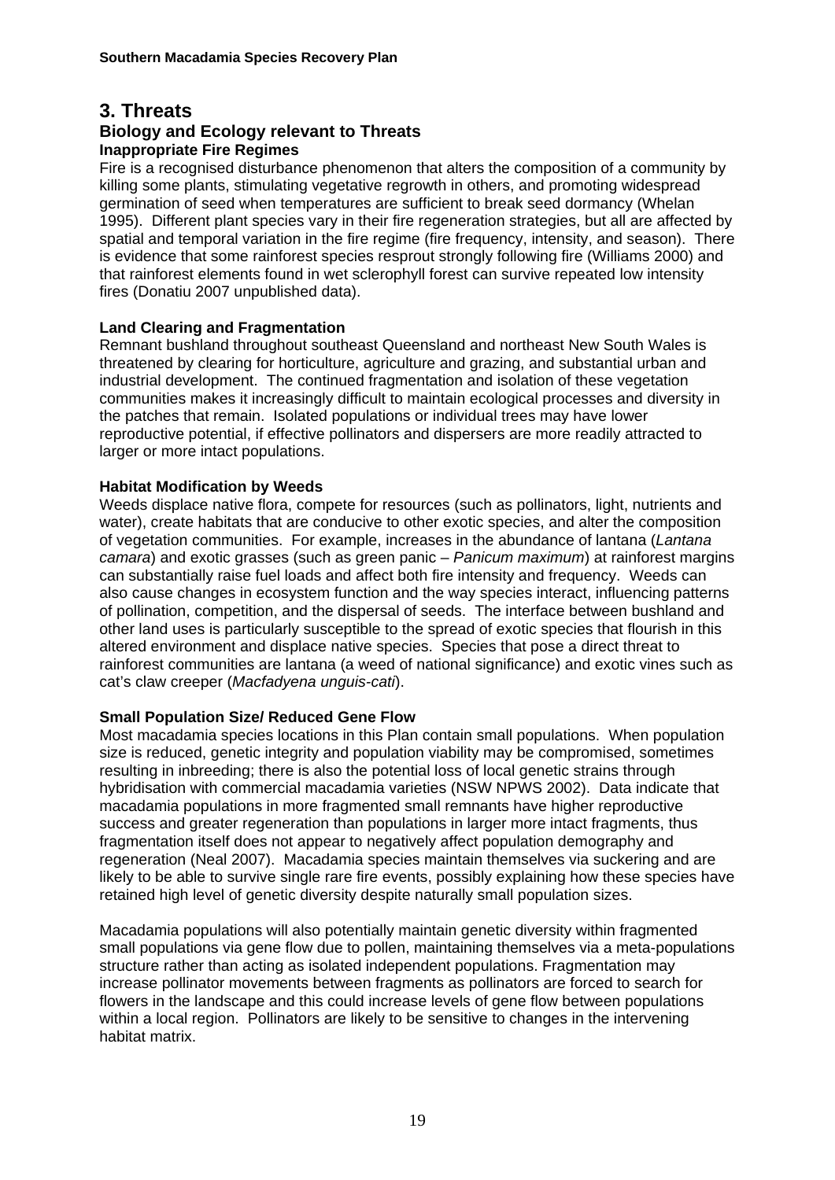# 3. Threats

## Biology and Ecology relevant to Threats

### Inappropriate Fire Regimes

Fire is a recognised disturbance phenomenon that alters the composition of a community by killing some plants, stimulating vegetative regrowth in others, and promoting widespread germination of seed when temperatures are sufficient to break seed dormancy (Whelan 1995). Different plant species vary in their fire regeneration strategies, but all are affected by spatial and temporal variation in the fire regime (fire frequency, intensity, and season). There is evidence that some rainforest species resprout strongly following fire (Williams 2000) and that rainforest elements found in wet sclerophyll forest can survive repeated low intensity fires (Donatiu 2007 unpublished data).

### Land Clearing and Fragmentation

Remnant bushland throughout southeast Queensland and northeast New South Wales is threatened by clearing for horticulture, agriculture and grazing, and substantial urban and industrial development. The continued fragmentation and isolation of these vegetation communities makes it increasingly difficult to maintain ecological processes and diversity in the patches that remain. Isolated populations or individual trees may have lower reproductive potential, if effective pollinators and dispersers are more readily attracted to larger or more intact populations.

### Habitat Modification by Weeds

Weeds displace native flora, compete for resources (such as pollinators, light, nutrients and water), create habitats that are conducive to other exotic species, and alter the composition of vegetation communities. For example, increases in the abundance of lantana (*Lantana camara*) and exotic grasses (such as green panic – *Panicum maximum*) at rainforest margins can substantially raise fuel loads and affect both fire intensity and frequency. Weeds can also cause changes in ecosystem function and the way species interact, influencing patterns of pollination, competition, and the dispersal of seeds. The interface between bushland and other land uses is particularly susceptible to the spread of exotic species that flourish in this altered environment and displace native species. Species that pose a direct threat to rainforest communities are lantana (a weed of national significance) and exotic vines such as cat's claw creeper (*Macfadyena unguis-cati*).

### Small Population Size/ Reduced Gene Flow

Most macadamia species locations in this Plan contain small populations. When population size is reduced, genetic integrity and population viability may be compromised, sometimes resulting in inbreeding; there is also the potential loss of local genetic strains through hybridisation with commercial macadamia varieties (NSW NPWS 2002). Data indicate that macadamia populations in more fragmented small remnants have higher reproductive success and greater regeneration than populations in larger more intact fragments, thus fragmentation itself does not appear to negatively affect population demography and regeneration (Neal 2007). Macadamia species maintain themselves via suckering and are likely to be able to survive single rare fire events, possibly explaining how these species have retained high level of genetic diversity despite naturally small population sizes.

Macadamia populations will also potentially maintain genetic diversity within fragmented small populations via gene flow due to pollen, maintaining themselves via a meta-populations structure rather than acting as isolated independent populations. Fragmentation may increase pollinator movements between fragments as pollinators are forced to search for flowers in the landscape and this could increase levels of gene flow between populations within a local region. Pollinators are likely to be sensitive to changes in the intervening habitat matrix.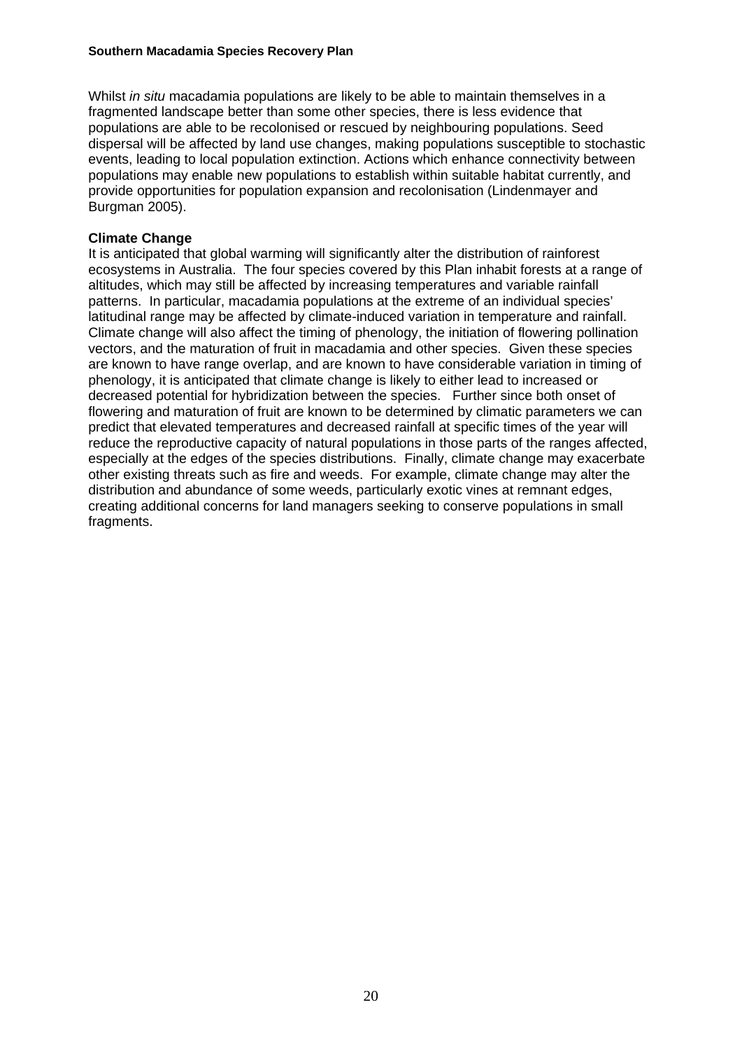Whilst *in situ* macadamia populations are likely to be able to maintain themselves in a fragmented landscape better than some other species, there is less evidence that populations are able to be recolonised or rescued by neighbouring populations. Seed dispersal will be affected by land use changes, making populations susceptible to stochastic events, leading to local population extinction. Actions which enhance connectivity between populations may enable new populations to establish within suitable habitat currently, and provide opportunities for population expansion and recolonisation (Lindenmayer and Burgman 2005).

**Climate Change**

It is anticipated that global warming will significantly alter the distribution of rainforest ecosystems in Australia. The four species covered by this Plan inhabit forests at a range of altitudes, which may still be affected by increasing temperatures and variable rainfall patterns. In particular, macadamia populations at the extreme of an individual species' latitudinal range may be affected by climate-induced variation in temperature and rainfall. Climate change will also affect the timing of phenology, the initiation of flowering pollination vectors, and the maturation of fruit in macadamia and other species. Given these species are known to have range overlap, and are known to have considerable variation in timing of phenology, it is anticipated that climate change is likely to either lead to increased or decreased potential for hybridization between the species. Further since both onset of flowering and maturation of fruit are known to be determined by climatic parameters we can predict that elevated temperatures and decreased rainfall at specific times of the year will reduce the reproductive capacity of natural populations in those parts of the ranges affected, especially at the edges of the species distributions. Finally, climate change may exacerbate other existing threats such as fire and weeds. For example, climate change may alter the distribution and abundance of some weeds, particularly exotic vines at remnant edges, creating additional concerns for land managers seeking to conserve populations in small fragments.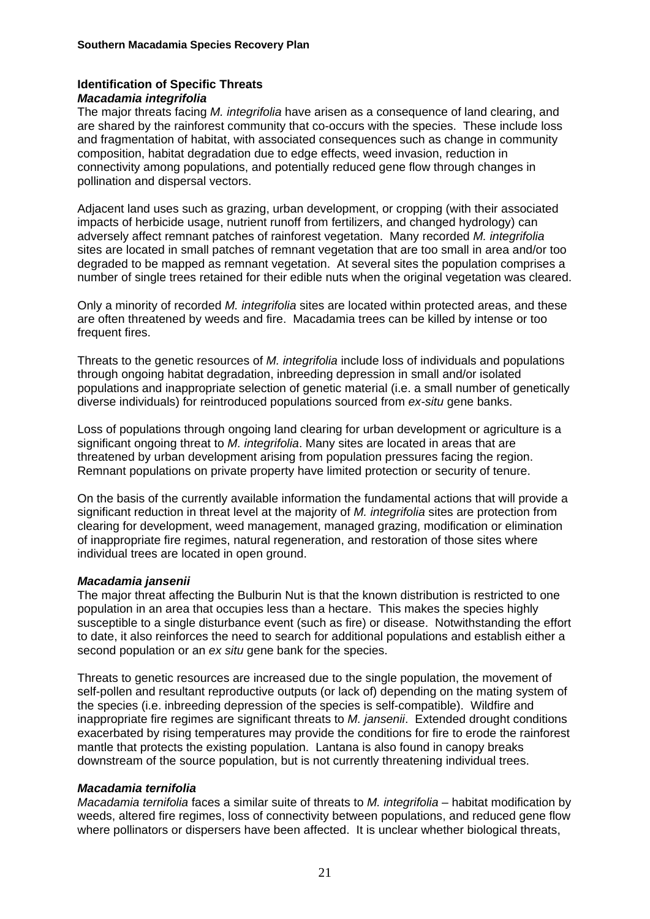## Identification of Specific Threats

### *Macadamia integrifolia*

The major threats facing *M. integrifolia* have arisen as a consequence of land clearing, and are shared by the rainforest community that co-occurs with the species. These include loss and fragmentation of habitat, with associated consequences such as change in community composition, habitat degradation due to edge effects, weed invasion, reduction in connectivity among populations, and potentially reduced gene flow through changes in pollination and dispersal vectors.

Adjacent land uses such as grazing, urban development, or cropping (with their associated impacts of herbicide usage, nutrient runoff from fertilizers, and changed hydrology) can adversely affect remnant patches of rainforest vegetation. Many recorded *M. integrifolia* sites are located in small patches of remnant vegetation that are too small in area and/or too degraded to be mapped as remnant vegetation. At several sites the population comprises a number of single trees retained for their edible nuts when the original vegetation was cleared.

Only a minority of recorded *M. integrifolia* sites are located within protected areas, and these are often threatened by weeds and fire. Macadamia trees can be killed by intense or too frequent fires.

Threats to the genetic resources of *M. integrifolia* include loss of individuals and populations through ongoing habitat degradation, inbreeding depression in small and/or isolated populations and inappropriate selection of genetic material (i.e. a small number of genetically diverse individuals) for reintroduced populations sourced from *ex-situ* gene banks.

Loss of populations through ongoing land clearing for urban development or agriculture is a significant ongoing threat to *M. integrifolia*. Many sites are located in areas that are threatened by urban development arising from population pressures facing the region. Remnant populations on private property have limited protection or security of tenure.

On the basis of the currently available information the fundamental actions that will provide a significant reduction in threat level at the majority of *M. integrifolia* sites are protection from clearing for development, weed management, managed grazing, modification or elimination of inappropriate fire regimes, natural regeneration, and restoration of those sites where individual trees are located in open ground.

### *Macadamia jansenii*

The major threat affecting the Bulburin Nut is that the known distribution is restricted to one population in an area that occupies less than a hectare. This makes the species highly susceptible to a single disturbance event (such as fire) or disease. Notwithstanding the effort to date, it also reinforces the need to search for additional populations and establish either a second population or an *ex situ* gene bank for the species.

Threats to genetic resources are increased due to the single population, the movement of self-pollen and resultant reproductive outputs (or lack of) depending on the mating system of the species (i.e. inbreeding depression of the species is self-compatible). Wildfire and inappropriate fire regimes are significant threats to *M. jansenii*. Extended drought conditions exacerbated by rising temperatures may provide the conditions for fire to erode the rainforest mantle that protects the existing population. Lantana is also found in canopy breaks downstream of the source population, but is not currently threatening individual trees.

### *Macadamia ternifolia*

*Macadamia ternifolia* faces a similar suite of threats to *M. integrifolia* – habitat modification by weeds, altered fire regimes, loss of connectivity between populations, and reduced gene flow where pollinators or dispersers have been affected. It is unclear whether biological threats,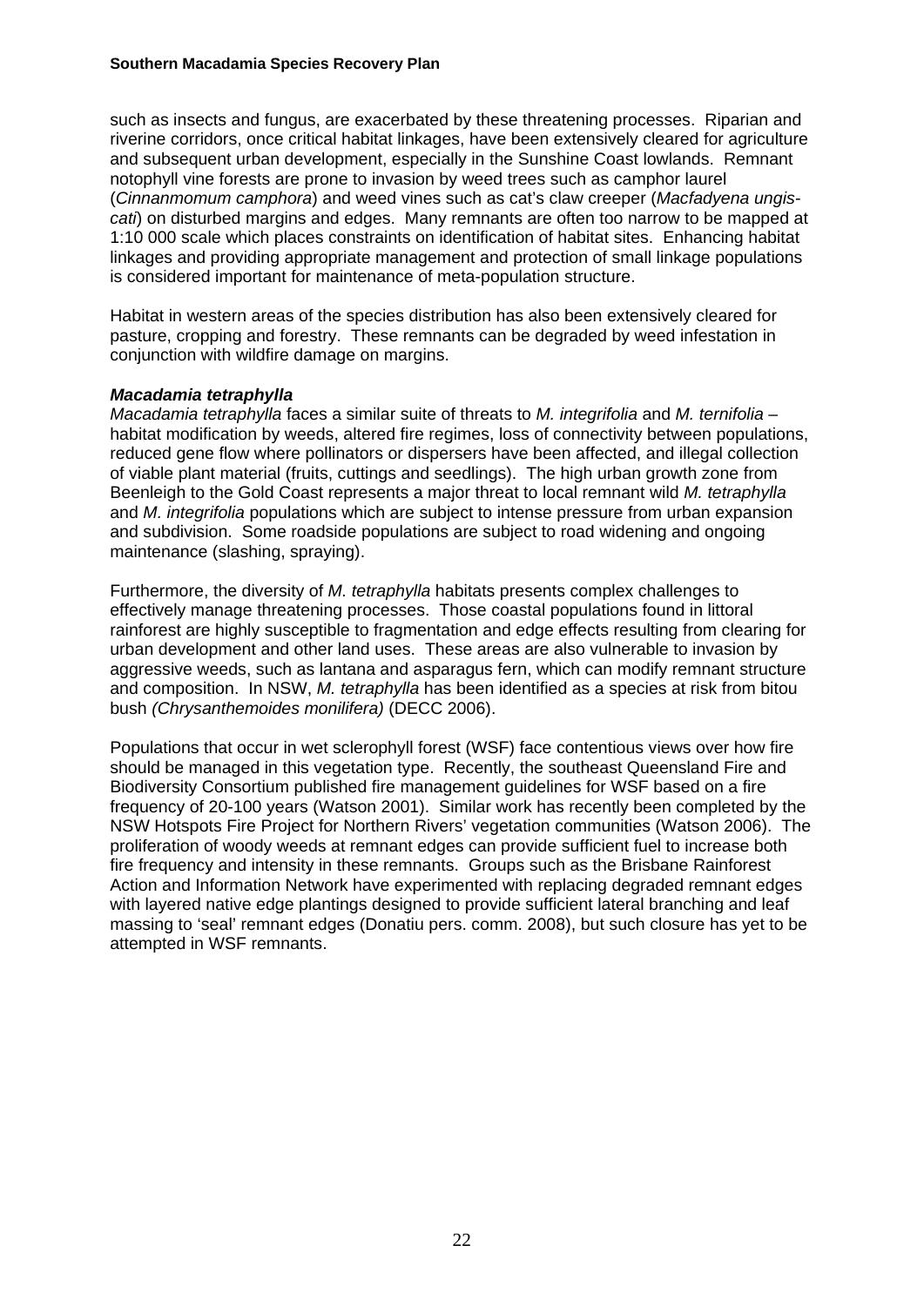such as insects and fungus, are exacerbated by these threatening processes. Riparian and riverine corridors, once critical habitat linkages, have been extensively cleared for agriculture and subsequent urban development, especially in the Sunshine Coast lowlands. Remnant notophyll vine forests are prone to invasion by weed trees such as camphor laurel (*Cinnanmomum camphora*) and weed vines such as cat's claw creeper (*Macfadyena ungis-cati*) on disturbed margins and edges. Many remnants are often too narrow to be mapped at 1:10 000 scale which places constraints on identification of habitat sites. Enhancing habitat linkages and providing appropriate management and protection of small linkage populations is considered important for maintenance of meta-population structure.

Habitat in western areas of the species distribution has also been extensively cleared for pasture, cropping and forestry. These remnants can be degraded by weed infestation in conjunction with wildfire damage on margins.

***Macadamia tetraphylla***

*Macadamia tetraphylla* faces a similar suite of threats to *M. integrifolia* and *M. ternifolia* – habitat modification by weeds, altered fire regimes, loss of connectivity between populations, reduced gene flow where pollinators or dispersers have been affected, and illegal collection of viable plant material (fruits, cuttings and seedlings). The high urban growth zone from Beenleigh to the Gold Coast represents a major threat to local remnant wild *M. tetraphylla* and *M. integrifolia* populations which are subject to intense pressure from urban expansion and subdivision. Some roadside populations are subject to road widening and ongoing maintenance (slashing, spraying).

Furthermore, the diversity of *M. tetraphylla* habitats presents complex challenges to effectively manage threatening processes. Those coastal populations found in littoral rainforest are highly susceptible to fragmentation and edge effects resulting from clearing for urban development and other land uses. These areas are also vulnerable to invasion by aggressive weeds, such as lantana and asparagus fern, which can modify remnant structure and composition. In NSW, *M. tetraphylla* has been identified as a species at risk from bitou bush *(Chrysanthemoides monilifera)* (DECC 2006).

Populations that occur in wet sclerophyll forest (WSF) face contentious views over how fire should be managed in this vegetation type. Recently, the southeast Queensland Fire and Biodiversity Consortium published fire management guidelines for WSF based on a fire frequency of 20-100 years (Watson 2001). Similar work has recently been completed by the NSW Hotspots Fire Project for Northern Rivers' vegetation communities (Watson 2006). The proliferation of woody weeds at remnant edges can provide sufficient fuel to increase both fire frequency and intensity in these remnants. Groups such as the Brisbane Rainforest Action and Information Network have experimented with replacing degraded remnant edges with layered native edge plantings designed to provide sufficient lateral branching and leaf massing to 'seal' remnant edges (Donatiu pers. comm. 2008), but such closure has yet to be attempted in WSF remnants.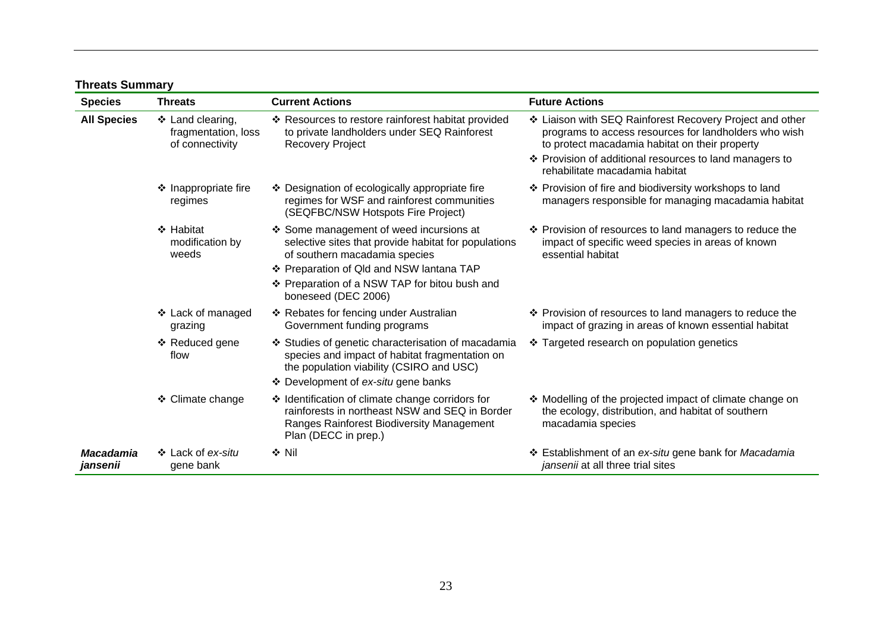**Threats Summary**

| Species | Threats | Current Actions | Future Actions |
|---|---|---|---|
| **All Species** | ❖ Land clearing, fragmentation, loss of connectivity | ❖ Resources to restore rainforest habitat provided to private landholders under SEQ Rainforest Recovery Project | ❖ Liaison with SEQ Rainforest Recovery Project and other programs to access resources for landholders who wish to protect macadamia habitat on their property<br>❖ Provision of additional resources to land managers to rehabilitate macadamia habitat |
| | ❖ Inappropriate fire regimes | ❖ Designation of ecologically appropriate fire regimes for WSF and rainforest communities (SEQFBC/NSW Hotspots Fire Project) | ❖ Provision of fire and biodiversity workshops to land managers responsible for managing macadamia habitat |
| | ❖ Habitat modification by weeds | ❖ Some management of weed incursions at selective sites that provide habitat for populations of southern macadamia species<br>❖ Preparation of Qld and NSW lantana TAP<br>❖ Preparation of a NSW TAP for bitou bush and boneseed (DEC 2006) | ❖ Provision of resources to land managers to reduce the impact of specific weed species in areas of known essential habitat |
| | ❖ Lack of managed grazing | ❖ Rebates for fencing under Australian Government funding programs | ❖ Provision of resources to land managers to reduce the impact of grazing in areas of known essential habitat |
| | ❖ Reduced gene flow | ❖ Studies of genetic characterisation of macadamia species and impact of habitat fragmentation on the population viability (CSIRO and USC)<br>❖ Development of *ex-situ* gene banks | ❖ Targeted research on population genetics |
| | ❖ Climate change | ❖ Identification of climate change corridors for rainforests in northeast NSW and SEQ in Border Ranges Rainforest Biodiversity Management Plan (DECC in prep.) | ❖ Modelling of the projected impact of climate change on the ecology, distribution, and habitat of southern macadamia species |
| ***Macadamia jansenii*** | ❖ Lack of *ex-situ* gene bank | ❖ Nil | ❖ Establishment of an *ex-situ* gene bank for *Macadamia jansenii* at all three trial sites |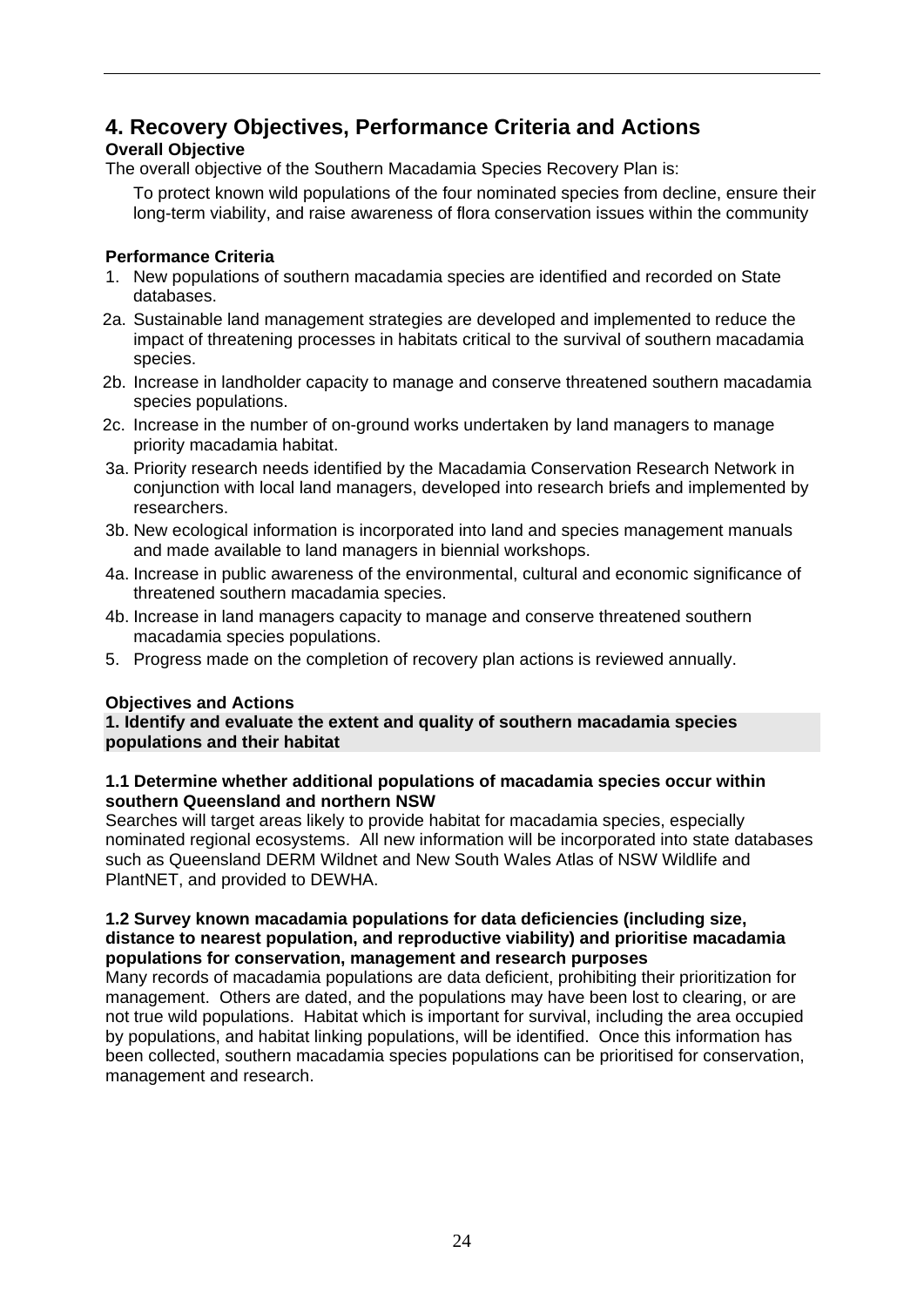# 4. Recovery Objectives, Performance Criteria and Actions

**Overall Objective**

The overall objective of the Southern Macadamia Species Recovery Plan is:

> To protect known wild populations of the four nominated species from decline, ensure their long-term viability, and raise awareness of flora conservation issues within the community

**Performance Criteria**

1. New populations of southern macadamia species are identified and recorded on State databases.

2a. Sustainable land management strategies are developed and implemented to reduce the impact of threatening processes in habitats critical to the survival of southern macadamia species.

2b. Increase in landholder capacity to manage and conserve threatened southern macadamia species populations.

2c. Increase in the number of on-ground works undertaken by land managers to manage priority macadamia habitat.

3a. Priority research needs identified by the Macadamia Conservation Research Network in conjunction with local land managers, developed into research briefs and implemented by researchers.

3b. New ecological information is incorporated into land and species management manuals and made available to land managers in biennial workshops.

4a. Increase in public awareness of the environmental, cultural and economic significance of threatened southern macadamia species.

4b. Increase in land managers capacity to manage and conserve threatened southern macadamia species populations.

5. Progress made on the completion of recovery plan actions is reviewed annually.

**Objectives and Actions**

**1. Identify and evaluate the extent and quality of southern macadamia species populations and their habitat**

**1.1 Determine whether additional populations of macadamia species occur within southern Queensland and northern NSW**

Searches will target areas likely to provide habitat for macadamia species, especially nominated regional ecosystems. All new information will be incorporated into state databases such as Queensland DERM Wildnet and New South Wales Atlas of NSW Wildlife and PlantNET, and provided to DEWHA.

**1.2 Survey known macadamia populations for data deficiencies (including size, distance to nearest population, and reproductive viability) and prioritise macadamia populations for conservation, management and research purposes**

Many records of macadamia populations are data deficient, prohibiting their prioritization for management. Others are dated, and the populations may have been lost to clearing, or are not true wild populations. Habitat which is important for survival, including the area occupied by populations, and habitat linking populations, will be identified. Once this information has been collected, southern macadamia species populations can be prioritised for conservation, management and research.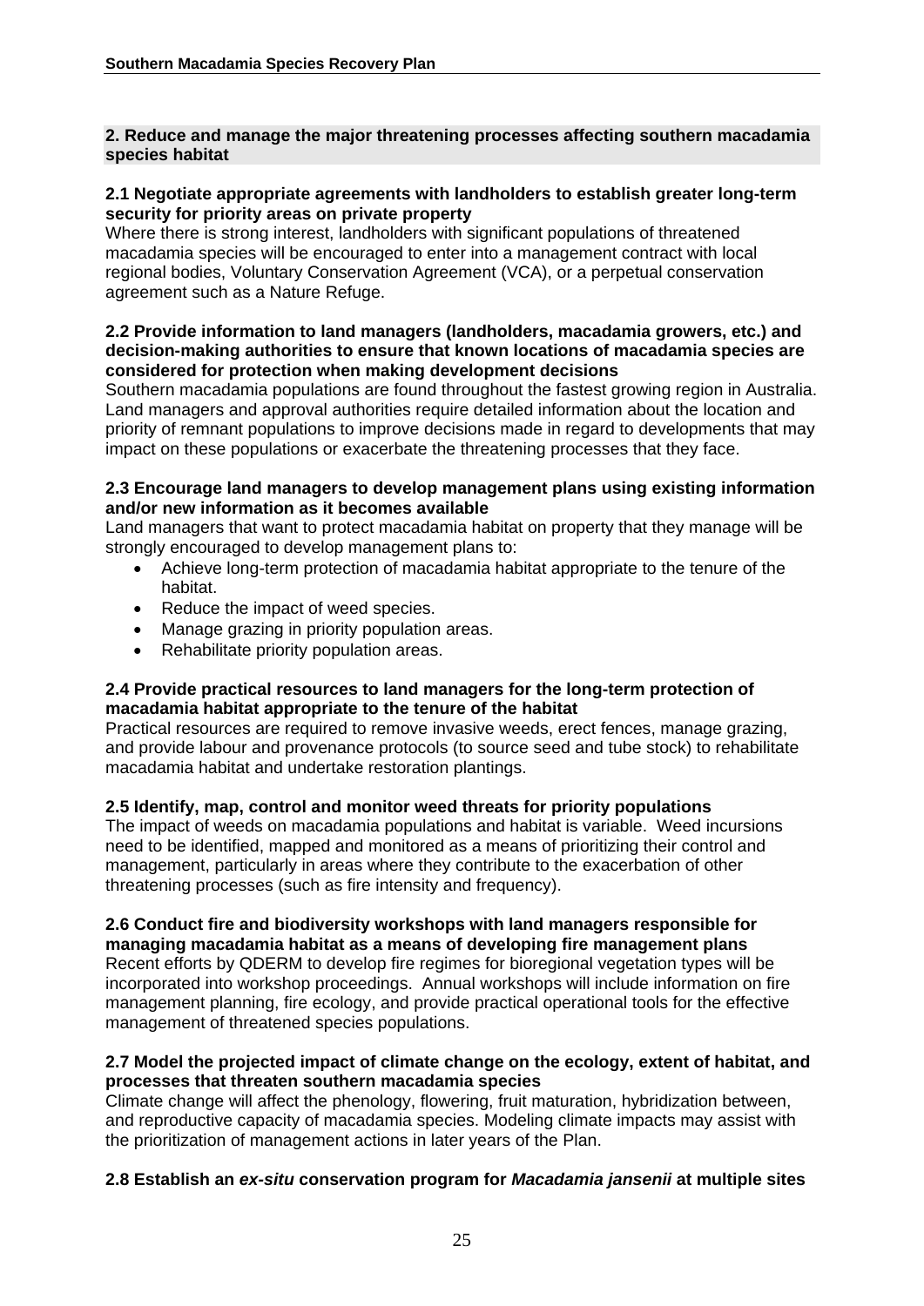## 2. Reduce and manage the major threatening processes affecting southern macadamia species habitat

### 2.1 Negotiate appropriate agreements with landholders to establish greater long-term security for priority areas on private property

Where there is strong interest, landholders with significant populations of threatened macadamia species will be encouraged to enter into a management contract with local regional bodies, Voluntary Conservation Agreement (VCA), or a perpetual conservation agreement such as a Nature Refuge.

### 2.2 Provide information to land managers (landholders, macadamia growers, etc.) and decision-making authorities to ensure that known locations of macadamia species are considered for protection when making development decisions

Southern macadamia populations are found throughout the fastest growing region in Australia. Land managers and approval authorities require detailed information about the location and priority of remnant populations to improve decisions made in regard to developments that may impact on these populations or exacerbate the threatening processes that they face.

### 2.3 Encourage land managers to develop management plans using existing information and/or new information as it becomes available

Land managers that want to protect macadamia habitat on property that they manage will be strongly encouraged to develop management plans to:

- Achieve long-term protection of macadamia habitat appropriate to the tenure of the habitat.
- Reduce the impact of weed species.
- Manage grazing in priority population areas.
- Rehabilitate priority population areas.

### 2.4 Provide practical resources to land managers for the long-term protection of macadamia habitat appropriate to the tenure of the habitat

Practical resources are required to remove invasive weeds, erect fences, manage grazing, and provide labour and provenance protocols (to source seed and tube stock) to rehabilitate macadamia habitat and undertake restoration plantings.

### 2.5 Identify, map, control and monitor weed threats for priority populations

The impact of weeds on macadamia populations and habitat is variable. Weed incursions need to be identified, mapped and monitored as a means of prioritizing their control and management, particularly in areas where they contribute to the exacerbation of other threatening processes (such as fire intensity and frequency).

### 2.6 Conduct fire and biodiversity workshops with land managers responsible for managing macadamia habitat as a means of developing fire management plans

Recent efforts by QDERM to develop fire regimes for bioregional vegetation types will be incorporated into workshop proceedings. Annual workshops will include information on fire management planning, fire ecology, and provide practical operational tools for the effective management of threatened species populations.

### 2.7 Model the projected impact of climate change on the ecology, extent of habitat, and processes that threaten southern macadamia species

Climate change will affect the phenology, flowering, fruit maturation, hybridization between, and reproductive capacity of macadamia species. Modeling climate impacts may assist with the prioritization of management actions in later years of the Plan.

### 2.8 Establish an *ex-situ* conservation program for *Macadamia jansenii* at multiple sites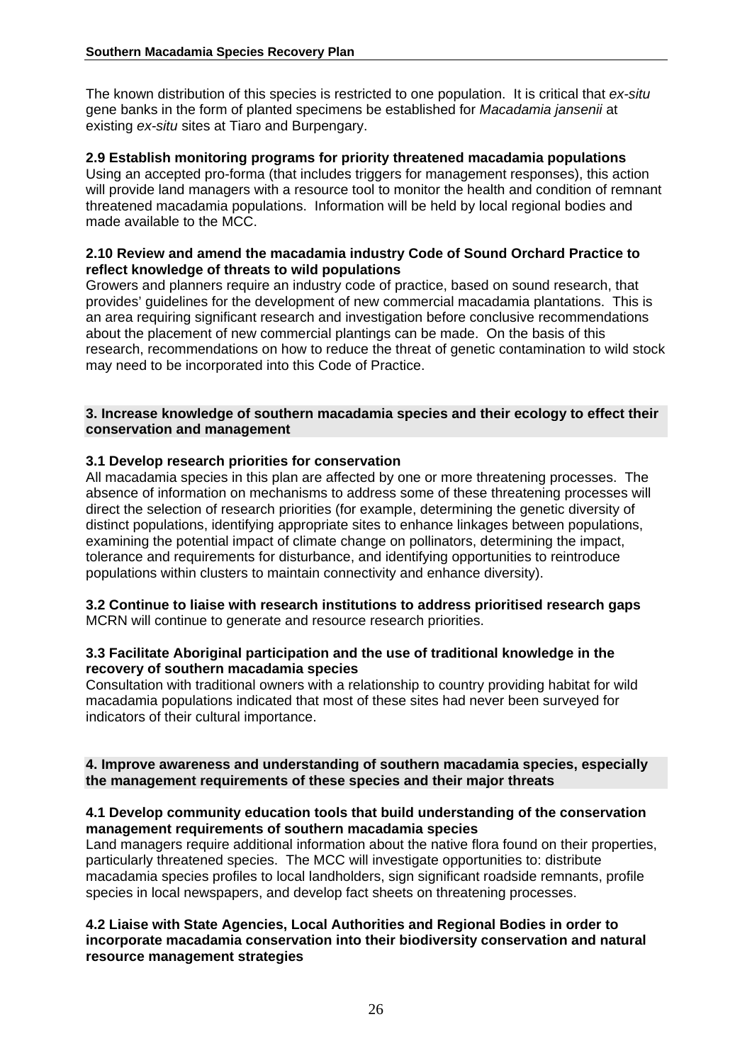The known distribution of this species is restricted to one population. It is critical that *ex-situ* gene banks in the form of planted specimens be established for *Macadamia jansenii* at existing *ex-situ* sites at Tiaro and Burpengary.

**2.9 Establish monitoring programs for priority threatened macadamia populations**

Using an accepted pro-forma (that includes triggers for management responses), this action will provide land managers with a resource tool to monitor the health and condition of remnant threatened macadamia populations. Information will be held by local regional bodies and made available to the MCC.

**2.10 Review and amend the macadamia industry Code of Sound Orchard Practice to reflect knowledge of threats to wild populations**

Growers and planners require an industry code of practice, based on sound research, that provides' guidelines for the development of new commercial macadamia plantations. This is an area requiring significant research and investigation before conclusive recommendations about the placement of new commercial plantings can be made. On the basis of this research, recommendations on how to reduce the threat of genetic contamination to wild stock may need to be incorporated into this Code of Practice.

**3. Increase knowledge of southern macadamia species and their ecology to effect their conservation and management**

**3.1 Develop research priorities for conservation**

All macadamia species in this plan are affected by one or more threatening processes. The absence of information on mechanisms to address some of these threatening processes will direct the selection of research priorities (for example, determining the genetic diversity of distinct populations, identifying appropriate sites to enhance linkages between populations, examining the potential impact of climate change on pollinators, determining the impact, tolerance and requirements for disturbance, and identifying opportunities to reintroduce populations within clusters to maintain connectivity and enhance diversity).

**3.2 Continue to liaise with research institutions to address prioritised research gaps**

MCRN will continue to generate and resource research priorities.

**3.3 Facilitate Aboriginal participation and the use of traditional knowledge in the recovery of southern macadamia species**

Consultation with traditional owners with a relationship to country providing habitat for wild macadamia populations indicated that most of these sites had never been surveyed for indicators of their cultural importance.

**4. Improve awareness and understanding of southern macadamia species, especially the management requirements of these species and their major threats**

**4.1 Develop community education tools that build understanding of the conservation management requirements of southern macadamia species**

Land managers require additional information about the native flora found on their properties, particularly threatened species. The MCC will investigate opportunities to: distribute macadamia species profiles to local landholders, sign significant roadside remnants, profile species in local newspapers, and develop fact sheets on threatening processes.

**4.2 Liaise with State Agencies, Local Authorities and Regional Bodies in order to incorporate macadamia conservation into their biodiversity conservation and natural resource management strategies**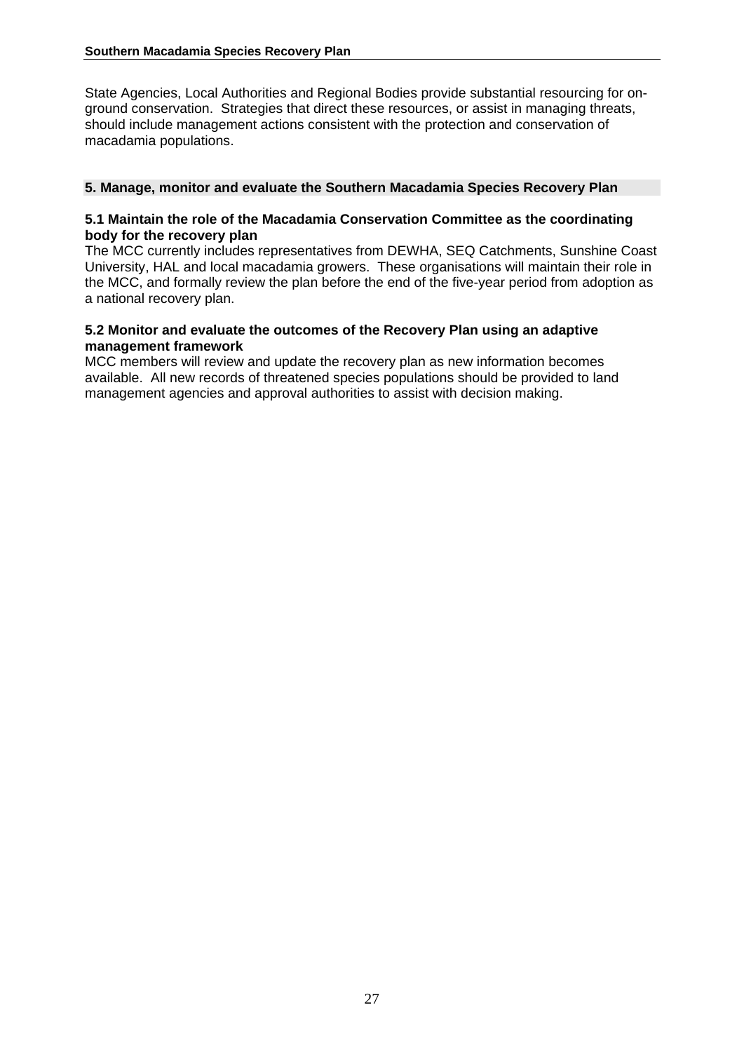State Agencies, Local Authorities and Regional Bodies provide substantial resourcing for on-ground conservation. Strategies that direct these resources, or assist in managing threats, should include management actions consistent with the protection and conservation of macadamia populations.

## 5. Manage, monitor and evaluate the Southern Macadamia Species Recovery Plan

### 5.1 Maintain the role of the Macadamia Conservation Committee as the coordinating body for the recovery plan

The MCC currently includes representatives from DEWHA, SEQ Catchments, Sunshine Coast University, HAL and local macadamia growers. These organisations will maintain their role in the MCC, and formally review the plan before the end of the five-year period from adoption as a national recovery plan.

### 5.2 Monitor and evaluate the outcomes of the Recovery Plan using an adaptive management framework

MCC members will review and update the recovery plan as new information becomes available. All new records of threatened species populations should be provided to land management agencies and approval authorities to assist with decision making.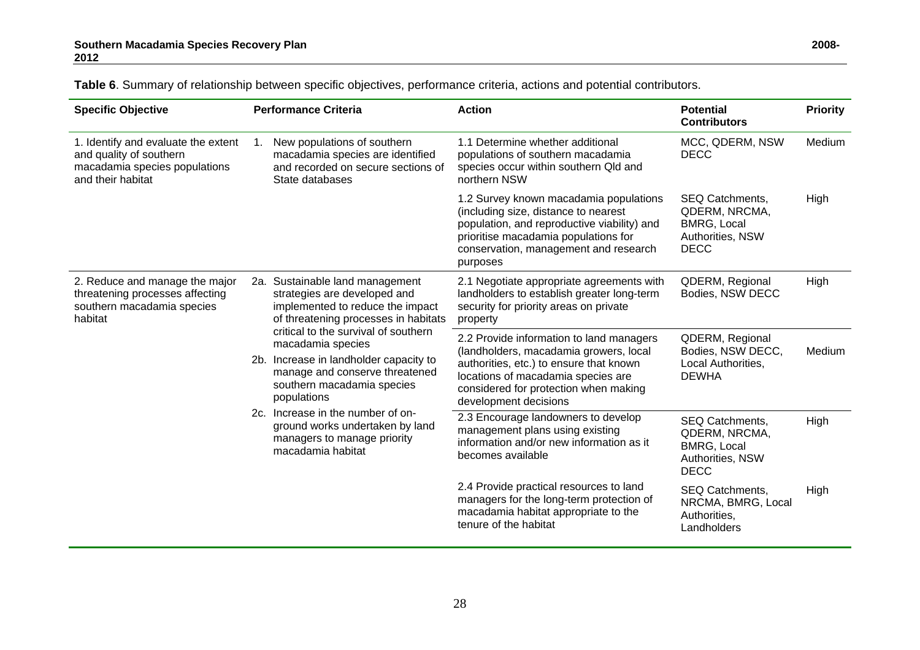**Table 6**. Summary of relationship between specific objectives, performance criteria, actions and potential contributors.

| Specific Objective | Performance Criteria | Action | Potential Contributors | Priority |
|---|---|---|---|---|
| 1. Identify and evaluate the extent and quality of southern macadamia species populations and their habitat | 1. New populations of southern macadamia species are identified and recorded on secure sections of State databases | 1.1 Determine whether additional populations of southern macadamia species occur within southern Qld and northern NSW | MCC, QDERM, NSW DECC | Medium |
| | | 1.2 Survey known macadamia populations (including size, distance to nearest population, and reproductive viability) and prioritise macadamia populations for conservation, management and research purposes | SEQ Catchments, QDERM, NRCMA, BMRG, Local Authorities, NSW DECC | High |
| 2. Reduce and manage the major threatening processes affecting southern macadamia species habitat | 2a. Sustainable land management strategies are developed and implemented to reduce the impact of threatening processes in habitats critical to the survival of southern macadamia species<br>2b. Increase in landholder capacity to manage and conserve threatened southern macadamia species populations<br>2c. Increase in the number of on-ground works undertaken by land managers to manage priority macadamia habitat | 2.1 Negotiate appropriate agreements with landholders to establish greater long-term security for priority areas on private property | QDERM, Regional Bodies, NSW DECC | High |
| | | 2.2 Provide information to land managers (landholders, macadamia growers, local authorities, etc.) to ensure that known locations of macadamia species are considered for protection when making development decisions | QDERM, Regional Bodies, NSW DECC, Local Authorities, DEWHA | Medium |
| | | 2.3 Encourage landowners to develop management plans using existing information and/or new information as it becomes available | SEQ Catchments, QDERM, NRCMA, BMRG, Local Authorities, NSW DECC | High |
| | | 2.4 Provide practical resources to land managers for the long-term protection of macadamia habitat appropriate to the tenure of the habitat | SEQ Catchments, NRCMA, BMRG, Local Authorities, Landholders | High |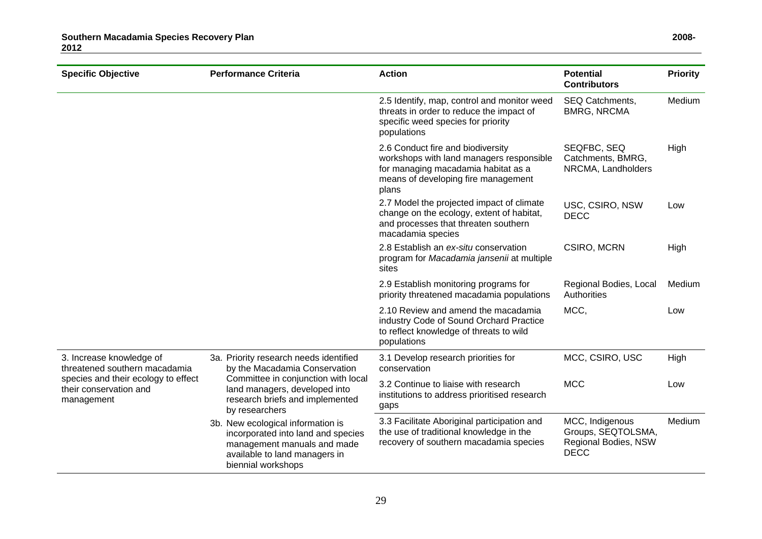| Specific Objective | Performance Criteria | Action | Potential Contributors | Priority |
|---|---|---|---|---|
| | | 2.5 Identify, map, control and monitor weed threats in order to reduce the impact of specific weed species for priority populations | SEQ Catchments, BMRG, NRCMA | Medium |
| | | 2.6 Conduct fire and biodiversity workshops with land managers responsible for managing macadamia habitat as a means of developing fire management plans | SEQFBC, SEQ Catchments, BMRG, NRCMA, Landholders | High |
| | | 2.7 Model the projected impact of climate change on the ecology, extent of habitat, and processes that threaten southern macadamia species | USC, CSIRO, NSW DECC | Low |
| | | 2.8 Establish an *ex-situ* conservation program for *Macadamia jansenii* at multiple sites | CSIRO, MCRN | High |
| | | 2.9 Establish monitoring programs for priority threatened macadamia populations | Regional Bodies, Local Authorities | Medium |
| | | 2.10 Review and amend the macadamia industry Code of Sound Orchard Practice to reflect knowledge of threats to wild populations | MCC, | Low |
| 3. Increase knowledge of threatened southern macadamia species and their ecology to effect their conservation and management | 3a. Priority research needs identified by the Macadamia Conservation Committee in conjunction with local land managers, developed into research briefs and implemented by researchers | 3.1 Develop research priorities for conservation | MCC, CSIRO, USC | High |
| | | 3.2 Continue to liaise with research institutions to address prioritised research gaps | MCC | Low |
| | 3b. New ecological information is incorporated into land and species management manuals and made available to land managers in biennial workshops | 3.3 Facilitate Aboriginal participation and the use of traditional knowledge in the recovery of southern macadamia species | MCC, Indigenous Groups, SEQTOLSMA, Regional Bodies, NSW DECC | Medium |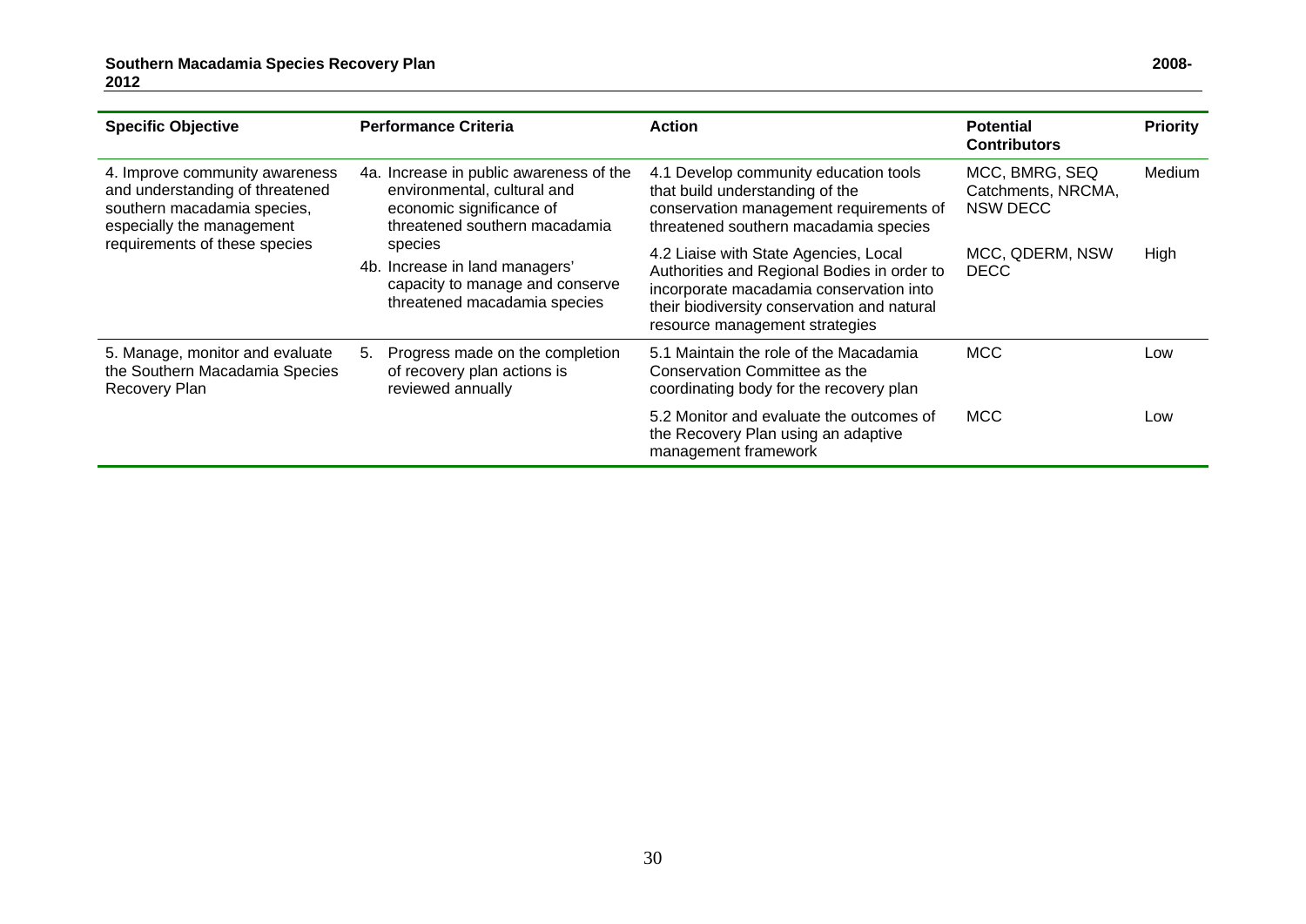| Specific Objective | Performance Criteria | Action | Potential Contributors | Priority |
|---|---|---|---|---|
| 4. Improve community awareness and understanding of threatened southern macadamia species, especially the management requirements of these species | 4a. Increase in public awareness of the environmental, cultural and economic significance of threatened southern macadamia species<br>4b. Increase in land managers' capacity to manage and conserve threatened macadamia species | 4.1 Develop community education tools that build understanding of the conservation management requirements of threatened southern macadamia species | MCC, BMRG, SEQ Catchments, NRCMA, NSW DECC | Medium |
| | | 4.2 Liaise with State Agencies, Local Authorities and Regional Bodies in order to incorporate macadamia conservation into their biodiversity conservation and natural resource management strategies | MCC, QDERM, NSW DECC | High |
| 5. Manage, monitor and evaluate the Southern Macadamia Species Recovery Plan | 5. Progress made on the completion of recovery plan actions is reviewed annually | 5.1 Maintain the role of the Macadamia Conservation Committee as the coordinating body for the recovery plan | MCC | Low |
| | | 5.2 Monitor and evaluate the outcomes of the Recovery Plan using an adaptive management framework | MCC | Low |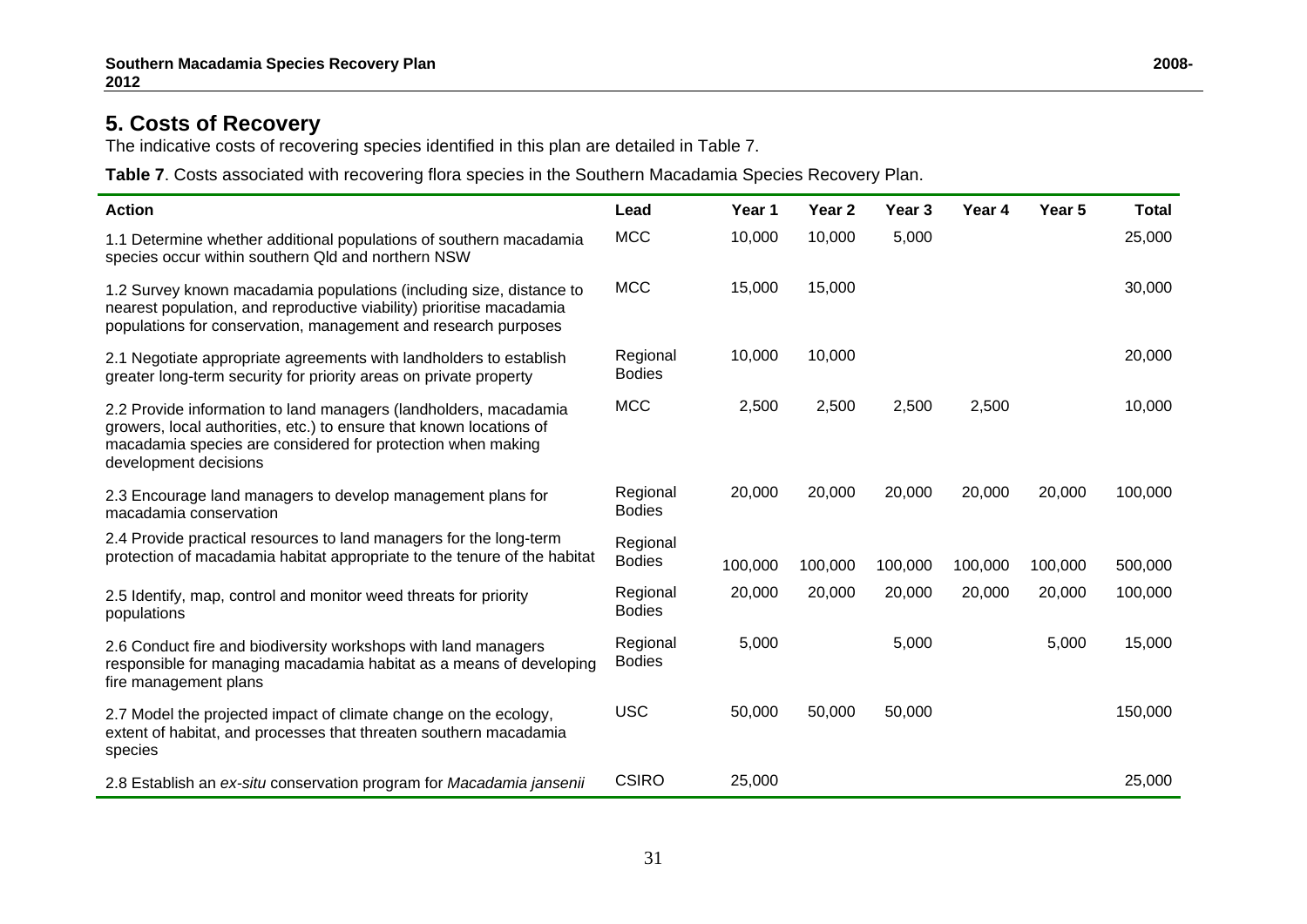# 5. Costs of Recovery

The indicative costs of recovering species identified in this plan are detailed in Table 7.

**Table 7**. Costs associated with recovering flora species in the Southern Macadamia Species Recovery Plan.

| Action | Lead | Year 1 | Year 2 | Year 3 | Year 4 | Year 5 | Total |
|---|---|---|---|---|---|---|---|
| 1.1 Determine whether additional populations of southern macadamia species occur within southern Qld and northern NSW | MCC | 10,000 | 10,000 | 5,000 | | | 25,000 |
| 1.2 Survey known macadamia populations (including size, distance to nearest population, and reproductive viability) prioritise macadamia populations for conservation, management and research purposes | MCC | 15,000 | 15,000 | | | | 30,000 |
| 2.1 Negotiate appropriate agreements with landholders to establish greater long-term security for priority areas on private property | Regional Bodies | 10,000 | 10,000 | | | | 20,000 |
| 2.2 Provide information to land managers (landholders, macadamia growers, local authorities, etc.) to ensure that known locations of macadamia species are considered for protection when making development decisions | MCC | 2,500 | 2,500 | 2,500 | 2,500 | | 10,000 |
| 2.3 Encourage land managers to develop management plans for macadamia conservation | Regional Bodies | 20,000 | 20,000 | 20,000 | 20,000 | 20,000 | 100,000 |
| 2.4 Provide practical resources to land managers for the long-term protection of macadamia habitat appropriate to the tenure of the habitat | Regional Bodies | 100,000 | 100,000 | 100,000 | 100,000 | 100,000 | 500,000 |
| 2.5 Identify, map, control and monitor weed threats for priority populations | Regional Bodies | 20,000 | 20,000 | 20,000 | 20,000 | 20,000 | 100,000 |
| 2.6 Conduct fire and biodiversity workshops with land managers responsible for managing macadamia habitat as a means of developing fire management plans | Regional Bodies | 5,000 | | 5,000 | | 5,000 | 15,000 |
| 2.7 Model the projected impact of climate change on the ecology, extent of habitat, and processes that threaten southern macadamia species | USC | 50,000 | 50,000 | 50,000 | | | 150,000 |
| 2.8 Establish an *ex-situ* conservation program for *Macadamia jansenii* | CSIRO | 25,000 | | | | | 25,000 |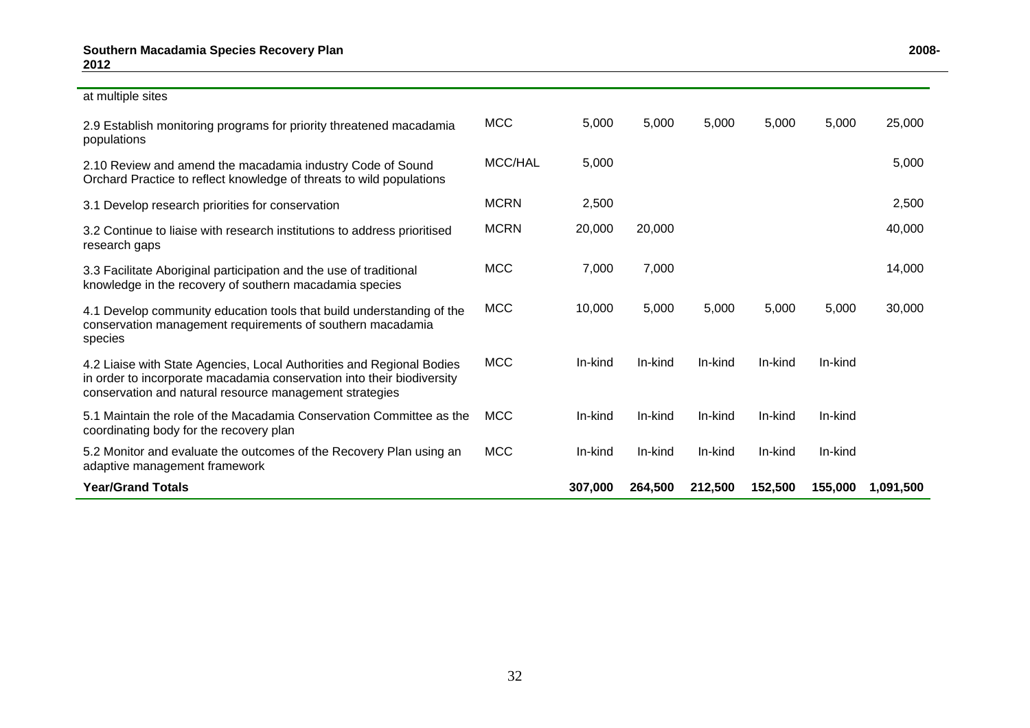| | | | | | | | |
|---|---|---|---|---|---|---|---|
| at multiple sites | | | | | | | |
| 2.9 Establish monitoring programs for priority threatened macadamia populations | MCC | 5,000 | 5,000 | 5,000 | 5,000 | 5,000 | 25,000 |
| 2.10 Review and amend the macadamia industry Code of Sound Orchard Practice to reflect knowledge of threats to wild populations | MCC/HAL | 5,000 | | | | | 5,000 |
| 3.1 Develop research priorities for conservation | MCRN | 2,500 | | | | | 2,500 |
| 3.2 Continue to liaise with research institutions to address prioritised research gaps | MCRN | 20,000 | 20,000 | | | | 40,000 |
| 3.3 Facilitate Aboriginal participation and the use of traditional knowledge in the recovery of southern macadamia species | MCC | 7,000 | 7,000 | | | | 14,000 |
| 4.1 Develop community education tools that build understanding of the conservation management requirements of southern macadamia species | MCC | 10,000 | 5,000 | 5,000 | 5,000 | 5,000 | 30,000 |
| 4.2 Liaise with State Agencies, Local Authorities and Regional Bodies in order to incorporate macadamia conservation into their biodiversity conservation and natural resource management strategies | MCC | In-kind | In-kind | In-kind | In-kind | In-kind | |
| 5.1 Maintain the role of the Macadamia Conservation Committee as the coordinating body for the recovery plan | MCC | In-kind | In-kind | In-kind | In-kind | In-kind | |
| 5.2 Monitor and evaluate the outcomes of the Recovery Plan using an adaptive management framework | MCC | In-kind | In-kind | In-kind | In-kind | In-kind | |
| **Year/Grand Totals** | | **307,000** | **264,500** | **212,500** | **152,500** | **155,000** | **1,091,500** |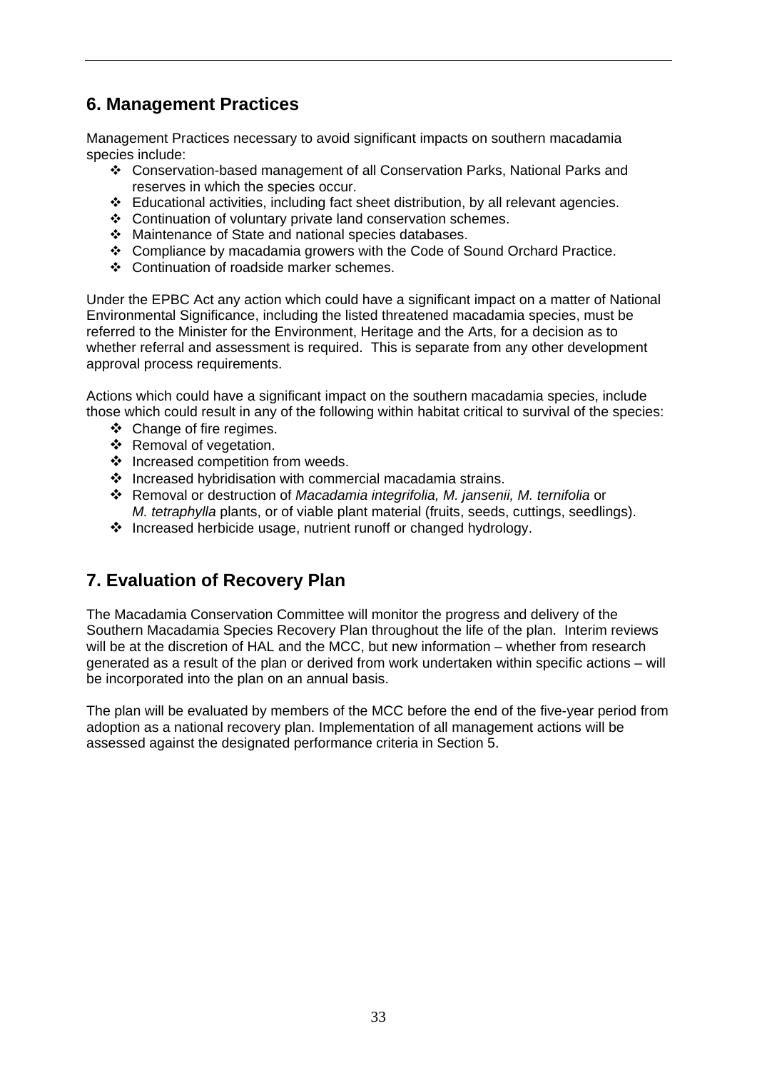## 6. Management Practices

Management Practices necessary to avoid significant impacts on southern macadamia species include:

- Conservation-based management of all Conservation Parks, National Parks and reserves in which the species occur.
- Educational activities, including fact sheet distribution, by all relevant agencies.
- Continuation of voluntary private land conservation schemes.
- Maintenance of State and national species databases.
- Compliance by macadamia growers with the Code of Sound Orchard Practice.
- Continuation of roadside marker schemes.

Under the EPBC Act any action which could have a significant impact on a matter of National Environmental Significance, including the listed threatened macadamia species, must be referred to the Minister for the Environment, Heritage and the Arts, for a decision as to whether referral and assessment is required. This is separate from any other development approval process requirements.

Actions which could have a significant impact on the southern macadamia species, include those which could result in any of the following within habitat critical to survival of the species:

- Change of fire regimes.
- Removal of vegetation.
- Increased competition from weeds.
- Increased hybridisation with commercial macadamia strains.
- Removal or destruction of *Macadamia integrifolia, M. jansenii, M. ternifolia* or *M. tetraphylla* plants, or of viable plant material (fruits, seeds, cuttings, seedlings).
- Increased herbicide usage, nutrient runoff or changed hydrology.

## 7. Evaluation of Recovery Plan

The Macadamia Conservation Committee will monitor the progress and delivery of the Southern Macadamia Species Recovery Plan throughout the life of the plan. Interim reviews will be at the discretion of HAL and the MCC, but new information – whether from research generated as a result of the plan or derived from work undertaken within specific actions – will be incorporated into the plan on an annual basis.

The plan will be evaluated by members of the MCC before the end of the five-year period from adoption as a national recovery plan. Implementation of all management actions will be assessed against the designated performance criteria in Section 5.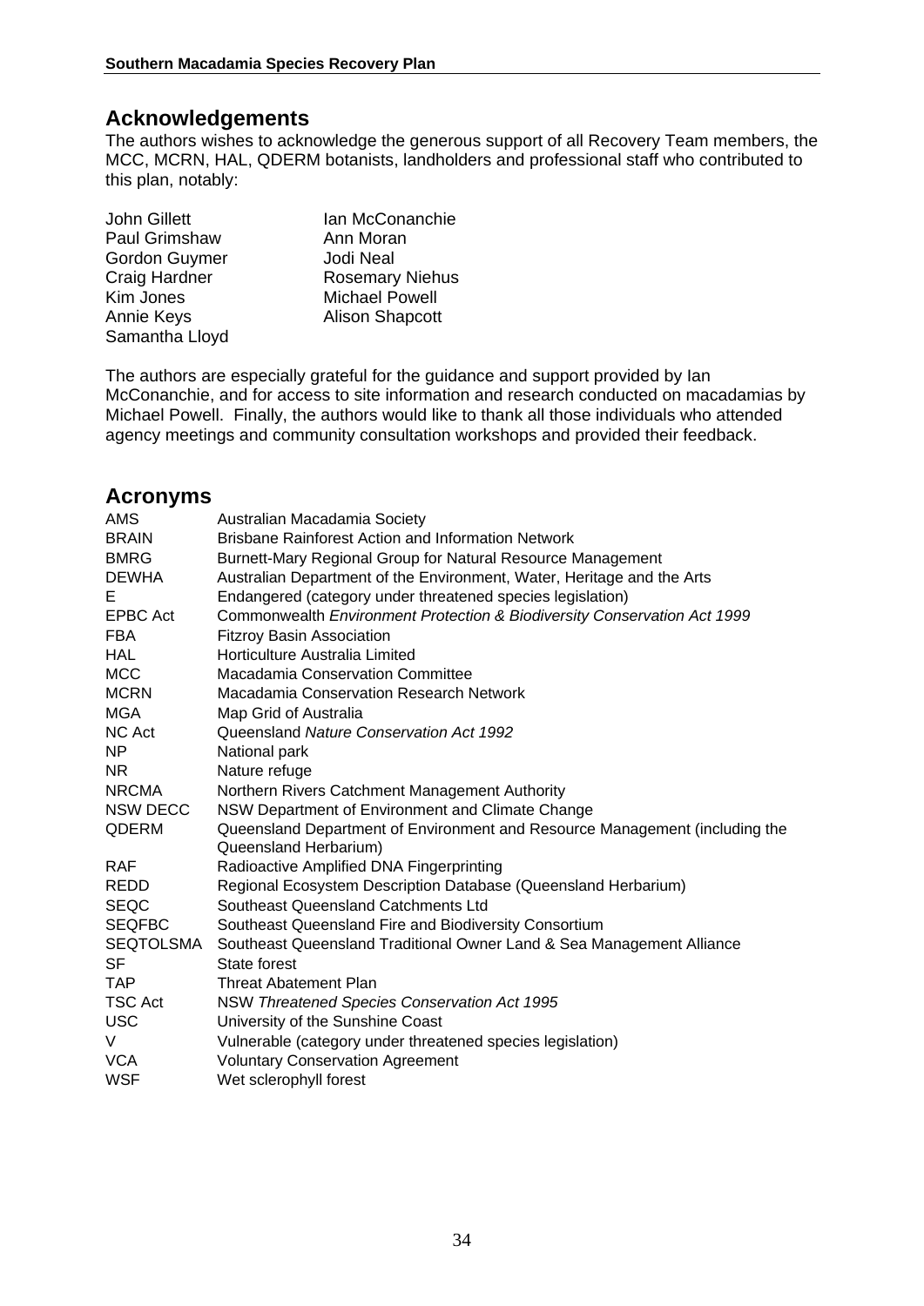## Acknowledgements

The authors wishes to acknowledge the generous support of all Recovery Team members, the MCC, MCRN, HAL, QDERM botanists, landholders and professional staff who contributed to this plan, notably:

| | |
|---|---|
| John Gillett | Ian McConanchie |
| Paul Grimshaw | Ann Moran |
| Gordon Guymer | Jodi Neal |
| Craig Hardner | Rosemary Niehus |
| Kim Jones | Michael Powell |
| Annie Keys | Alison Shapcott |
| Samantha Lloyd | |

The authors are especially grateful for the guidance and support provided by Ian McConanchie, and for access to site information and research conducted on macadamias by Michael Powell. Finally, the authors would like to thank all those individuals who attended agency meetings and community consultation workshops and provided their feedback.

## Acronyms

| | |
|---|---|
| AMS | Australian Macadamia Society |
| BRAIN | Brisbane Rainforest Action and Information Network |
| BMRG | Burnett-Mary Regional Group for Natural Resource Management |
| DEWHA | Australian Department of the Environment, Water, Heritage and the Arts |
| E | Endangered (category under threatened species legislation) |
| EPBC Act | Commonwealth *Environment Protection & Biodiversity Conservation Act 1999* |
| FBA | Fitzroy Basin Association |
| HAL | Horticulture Australia Limited |
| MCC | Macadamia Conservation Committee |
| MCRN | Macadamia Conservation Research Network |
| MGA | Map Grid of Australia |
| NC Act | Queensland *Nature Conservation Act 1992* |
| NP | National park |
| NR | Nature refuge |
| NRCMA | Northern Rivers Catchment Management Authority |
| NSW DECC | NSW Department of Environment and Climate Change |
| QDERM | Queensland Department of Environment and Resource Management (including the Queensland Herbarium) |
| RAF | Radioactive Amplified DNA Fingerprinting |
| REDD | Regional Ecosystem Description Database (Queensland Herbarium) |
| SEQC | Southeast Queensland Catchments Ltd |
| SEQFBC | Southeast Queensland Fire and Biodiversity Consortium |
| SEQTOLSMA | Southeast Queensland Traditional Owner Land & Sea Management Alliance |
| SF | State forest |
| TAP | Threat Abatement Plan |
| TSC Act | NSW *Threatened Species Conservation Act 1995* |
| USC | University of the Sunshine Coast |
| V | Vulnerable (category under threatened species legislation) |
| VCA | Voluntary Conservation Agreement |
| WSF | Wet sclerophyll forest |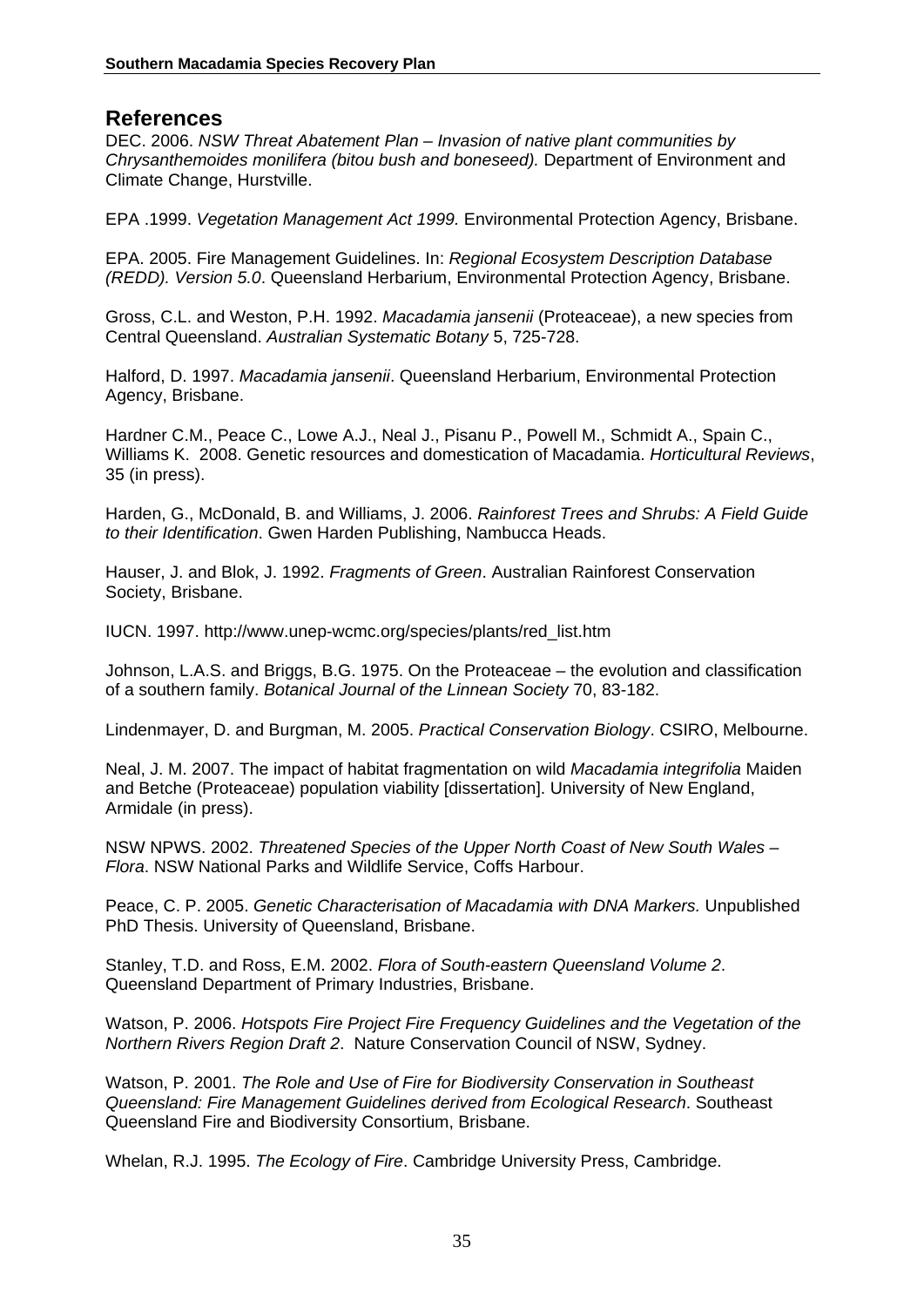## References

DEC. 2006. *NSW Threat Abatement Plan – Invasion of native plant communities by Chrysanthemoides monilifera (bitou bush and boneseed).* Department of Environment and Climate Change, Hurstville.

EPA .1999. *Vegetation Management Act 1999.* Environmental Protection Agency, Brisbane.

EPA. 2005. Fire Management Guidelines. In: *Regional Ecosystem Description Database (REDD). Version 5.0*. Queensland Herbarium, Environmental Protection Agency, Brisbane.

Gross, C.L. and Weston, P.H. 1992. *Macadamia jansenii* (Proteaceae), a new species from Central Queensland. *Australian Systematic Botany* 5, 725-728.

Halford, D. 1997. *Macadamia jansenii*. Queensland Herbarium, Environmental Protection Agency, Brisbane.

Hardner C.M., Peace C., Lowe A.J., Neal J., Pisanu P., Powell M., Schmidt A., Spain C., Williams K. 2008. Genetic resources and domestication of Macadamia. *Horticultural Reviews*, 35 (in press).

Harden, G., McDonald, B. and Williams, J. 2006. *Rainforest Trees and Shrubs: A Field Guide to their Identification*. Gwen Harden Publishing, Nambucca Heads.

Hauser, J. and Blok, J. 1992. *Fragments of Green*. Australian Rainforest Conservation Society, Brisbane.

IUCN. 1997. http://www.unep-wcmc.org/species/plants/red_list.htm

Johnson, L.A.S. and Briggs, B.G. 1975. On the Proteaceae – the evolution and classification of a southern family. *Botanical Journal of the Linnean Society* 70, 83-182.

Lindenmayer, D. and Burgman, M. 2005. *Practical Conservation Biology*. CSIRO, Melbourne.

Neal, J. M. 2007. The impact of habitat fragmentation on wild *Macadamia integrifolia* Maiden and Betche (Proteaceae) population viability [dissertation]. University of New England, Armidale (in press).

NSW NPWS. 2002. *Threatened Species of the Upper North Coast of New South Wales – Flora*. NSW National Parks and Wildlife Service, Coffs Harbour.

Peace, C. P. 2005. *Genetic Characterisation of Macadamia with DNA Markers.* Unpublished PhD Thesis. University of Queensland, Brisbane.

Stanley, T.D. and Ross, E.M. 2002. *Flora of South-eastern Queensland Volume 2*. Queensland Department of Primary Industries, Brisbane.

Watson, P. 2006. *Hotspots Fire Project Fire Frequency Guidelines and the Vegetation of the Northern Rivers Region Draft 2*. Nature Conservation Council of NSW, Sydney.

Watson, P. 2001. *The Role and Use of Fire for Biodiversity Conservation in Southeast Queensland: Fire Management Guidelines derived from Ecological Research*. Southeast Queensland Fire and Biodiversity Consortium, Brisbane.

Whelan, R.J. 1995. *The Ecology of Fire*. Cambridge University Press, Cambridge.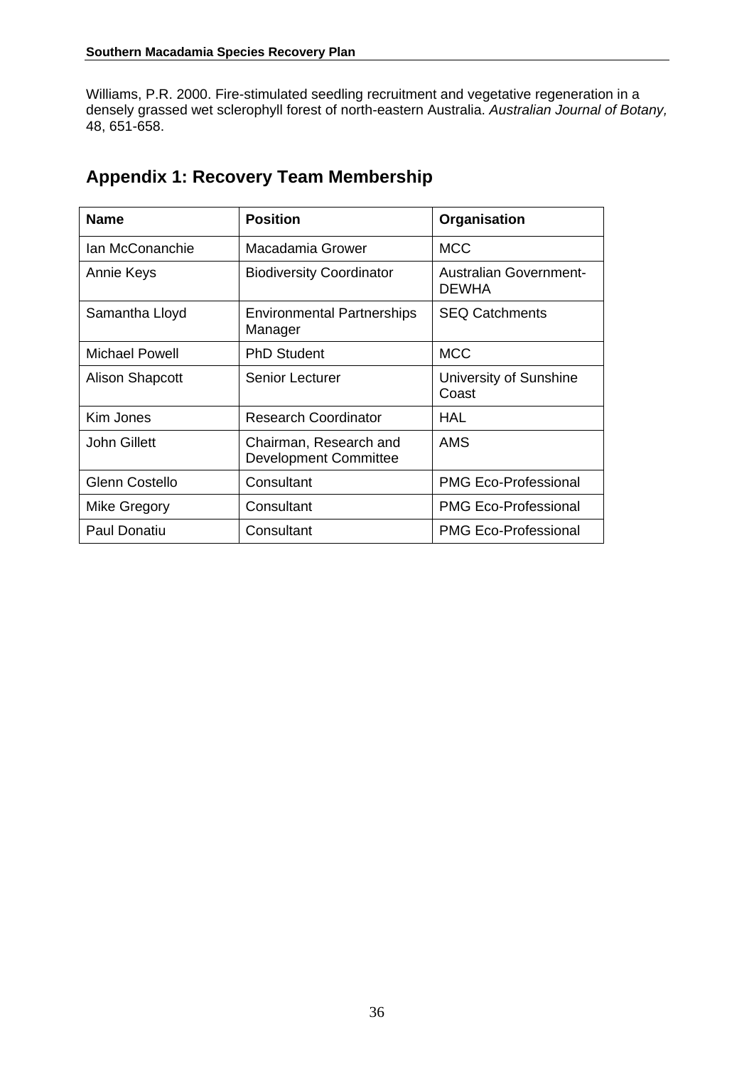Williams, P.R. 2000. Fire-stimulated seedling recruitment and vegetative regeneration in a densely grassed wet sclerophyll forest of north-eastern Australia. *Australian Journal of Botany,* 48, 651-658.

## Appendix 1: Recovery Team Membership

| Name | Position | Organisation |
|---|---|---|
| Ian McConanchie | Macadamia Grower | MCC |
| Annie Keys | Biodiversity Coordinator | Australian Government-DEWHA |
| Samantha Lloyd | Environmental Partnerships Manager | SEQ Catchments |
| Michael Powell | PhD Student | MCC |
| Alison Shapcott | Senior Lecturer | University of Sunshine Coast |
| Kim Jones | Research Coordinator | HAL |
| John Gillett | Chairman, Research and Development Committee | AMS |
| Glenn Costello | Consultant | PMG Eco-Professional |
| Mike Gregory | Consultant | PMG Eco-Professional |
| Paul Donatiu | Consultant | PMG Eco-Professional |